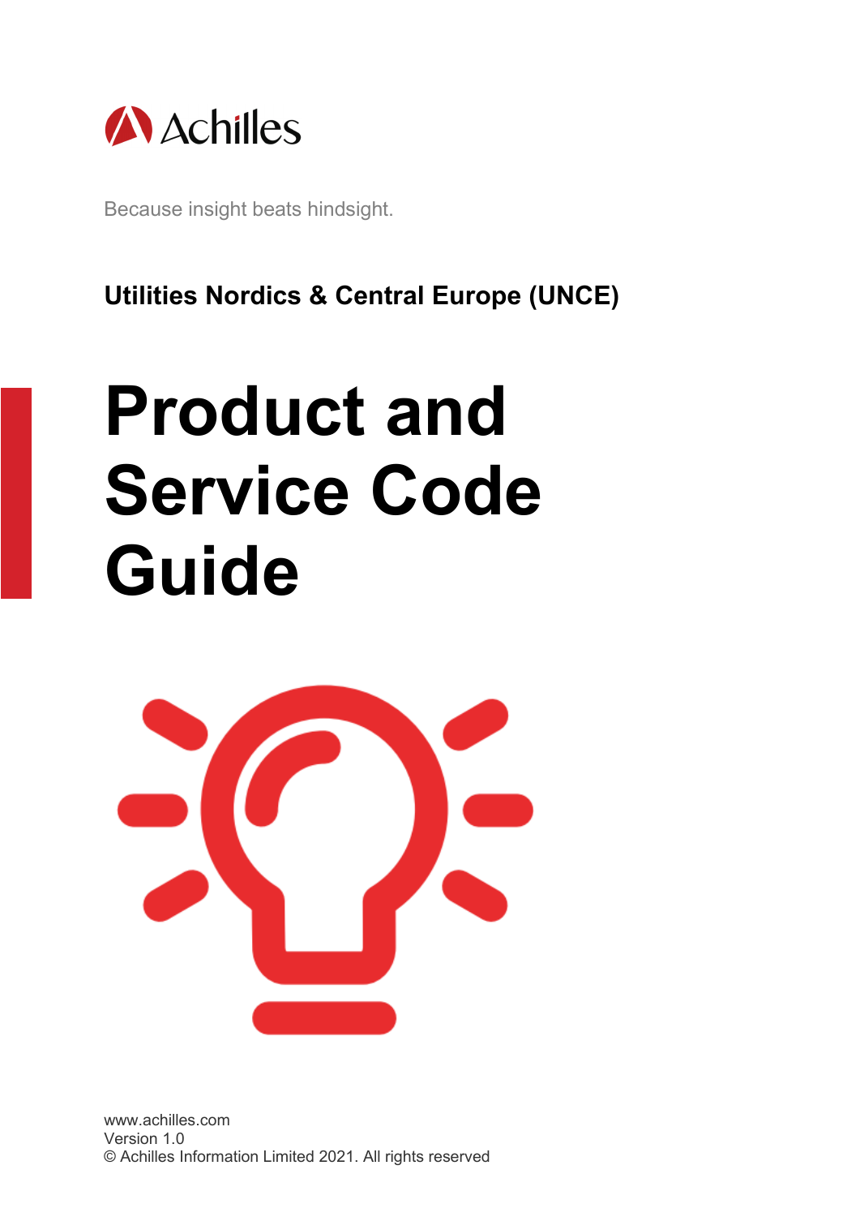Achilles

Because insight beats hindsight.

**Utilities Nordics & Central Europe (UNCE)**

# Product and Service Code Guide

www.achilles.com
Version 1.0
© Achilles Information Limited 2021. All rights reserved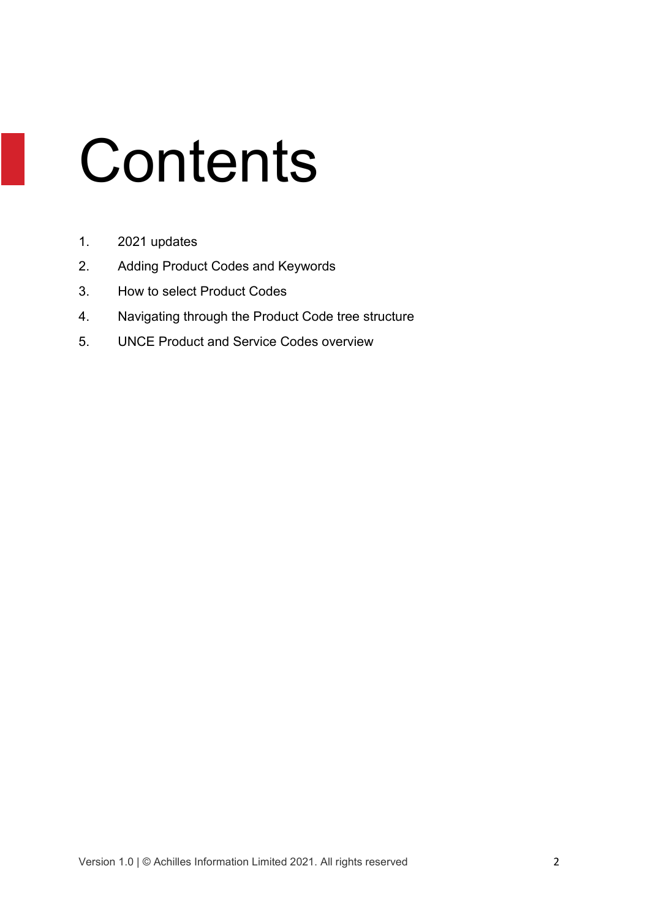# Contents

1. 2021 updates
2. Adding Product Codes and Keywords
3. How to select Product Codes
4. Navigating through the Product Code tree structure
5. UNCE Product and Service Codes overview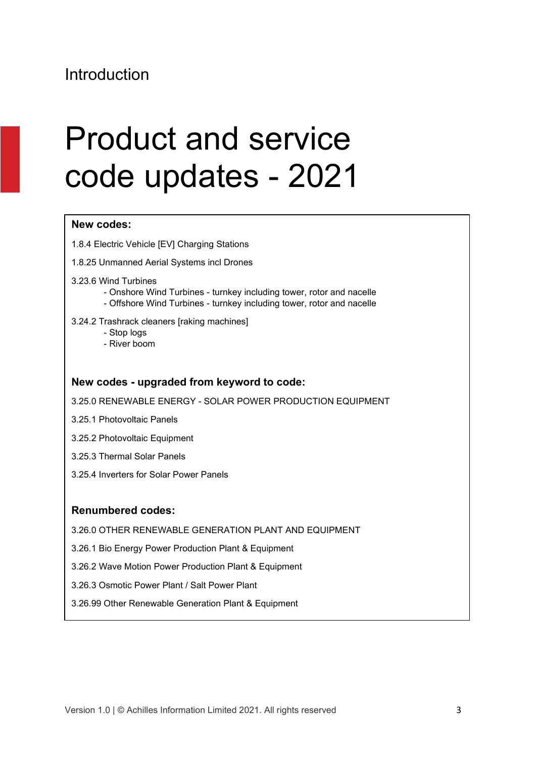Introduction

# Product and service code updates - 2021

**New codes:**

1.8.4 Electric Vehicle [EV] Charging Stations

1.8.25 Unmanned Aerial Systems incl Drones

3.23.6 Wind Turbines
- Onshore Wind Turbines - turnkey including tower, rotor and nacelle
- Offshore Wind Turbines - turnkey including tower, rotor and nacelle

3.24.2 Trashrack cleaners [raking machines]
- Stop logs
- River boom

**New codes - upgraded from keyword to code:**

3.25.0 RENEWABLE ENERGY - SOLAR POWER PRODUCTION EQUIPMENT

3.25.1 Photovoltaic Panels

3.25.2 Photovoltaic Equipment

3.25.3 Thermal Solar Panels

3.25.4 Inverters for Solar Power Panels

**Renumbered codes:**

3.26.0 OTHER RENEWABLE GENERATION PLANT AND EQUIPMENT

3.26.1 Bio Energy Power Production Plant & Equipment

3.26.2 Wave Motion Power Production Plant & Equipment

3.26.3 Osmotic Power Plant / Salt Power Plant

3.26.99 Other Renewable Generation Plant & Equipment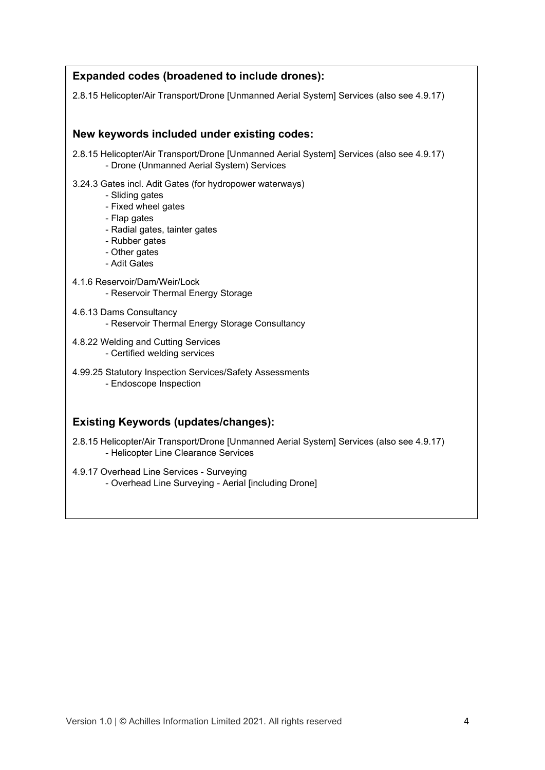## Expanded codes (broadened to include drones):

2.8.15 Helicopter/Air Transport/Drone [Unmanned Aerial System] Services (also see 4.9.17)

## New keywords included under existing codes:

2.8.15 Helicopter/Air Transport/Drone [Unmanned Aerial System] Services (also see 4.9.17)
- Drone (Unmanned Aerial System) Services

3.24.3 Gates incl. Adit Gates (for hydropower waterways)
- Sliding gates
- Fixed wheel gates
- Flap gates
- Radial gates, tainter gates
- Rubber gates
- Other gates
- Adit Gates

4.1.6 Reservoir/Dam/Weir/Lock
- Reservoir Thermal Energy Storage

4.6.13 Dams Consultancy
- Reservoir Thermal Energy Storage Consultancy

4.8.22 Welding and Cutting Services
- Certified welding services

4.99.25 Statutory Inspection Services/Safety Assessments
- Endoscope Inspection

## Existing Keywords (updates/changes):

2.8.15 Helicopter/Air Transport/Drone [Unmanned Aerial System] Services (also see 4.9.17)
- Helicopter Line Clearance Services

4.9.17 Overhead Line Services - Surveying
- Overhead Line Surveying - Aerial [including Drone]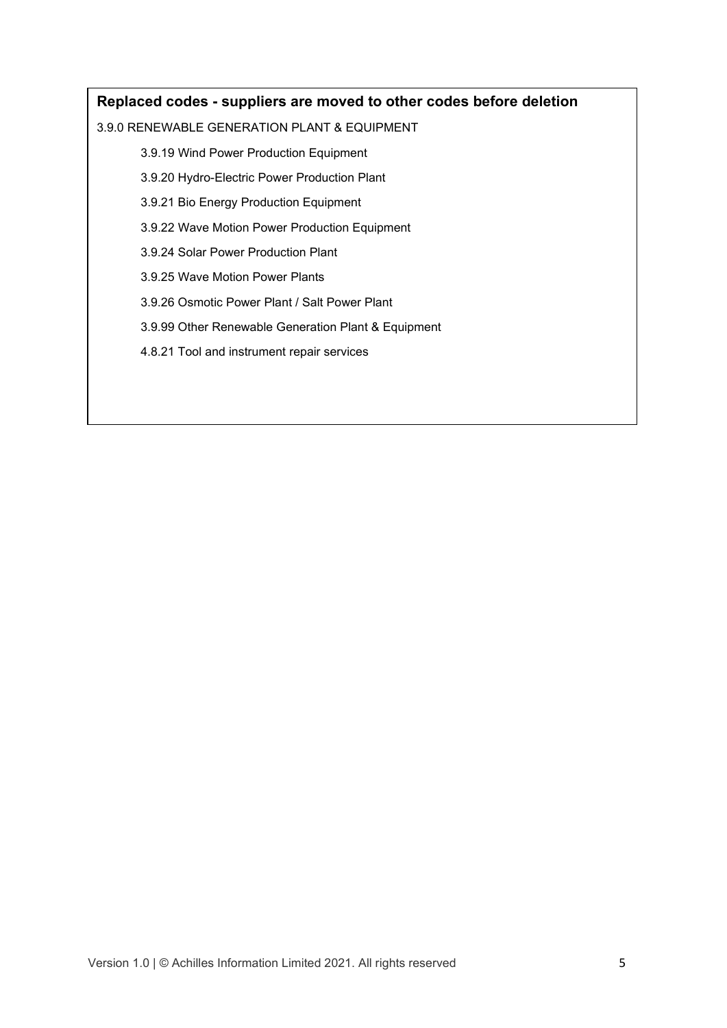## Replaced codes - suppliers are moved to other codes before deletion

3.9.0 RENEWABLE GENERATION PLANT & EQUIPMENT

- 3.9.19 Wind Power Production Equipment
- 3.9.20 Hydro-Electric Power Production Plant
- 3.9.21 Bio Energy Production Equipment
- 3.9.22 Wave Motion Power Production Equipment
- 3.9.24 Solar Power Production Plant
- 3.9.25 Wave Motion Power Plants
- 3.9.26 Osmotic Power Plant / Salt Power Plant
- 3.9.99 Other Renewable Generation Plant & Equipment
- 4.8.21 Tool and instrument repair services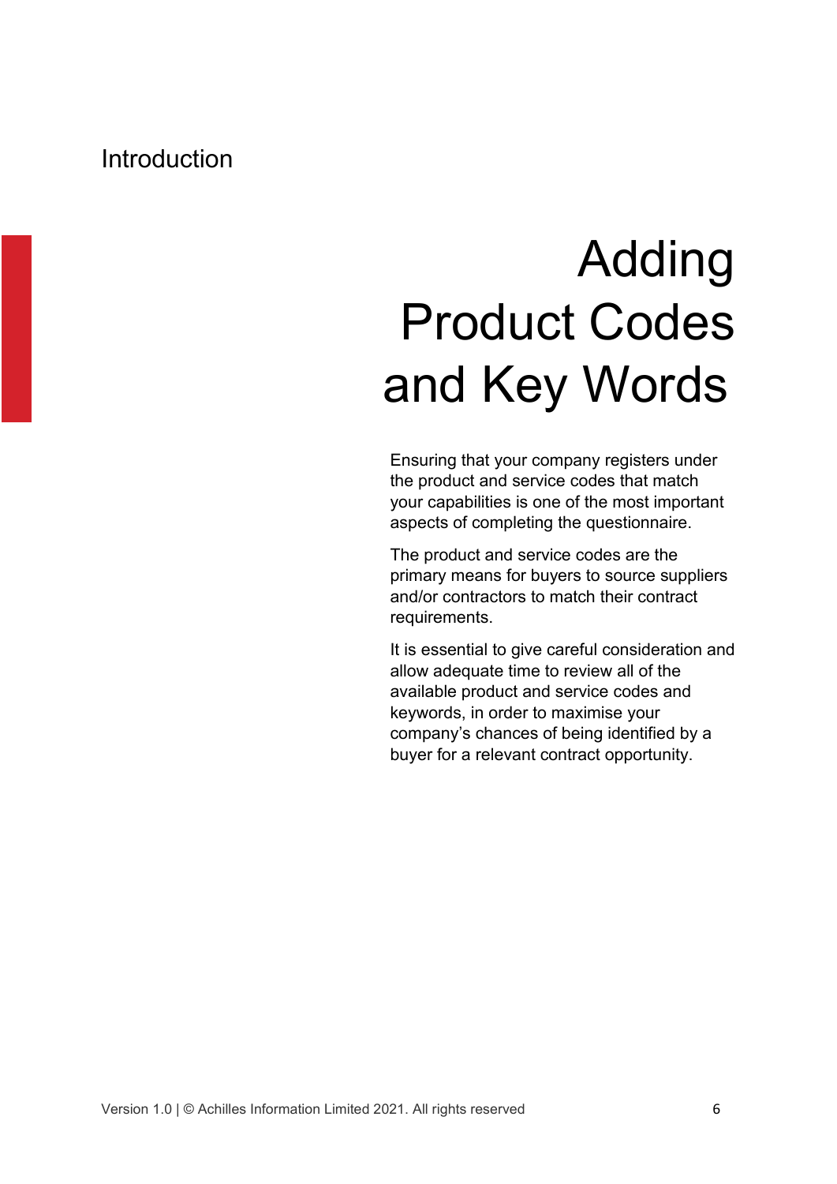Introduction

# Adding Product Codes and Key Words

Ensuring that your company registers under the product and service codes that match your capabilities is one of the most important aspects of completing the questionnaire.

The product and service codes are the primary means for buyers to source suppliers and/or contractors to match their contract requirements.

It is essential to give careful consideration and allow adequate time to review all of the available product and service codes and keywords, in order to maximise your company's chances of being identified by a buyer for a relevant contract opportunity.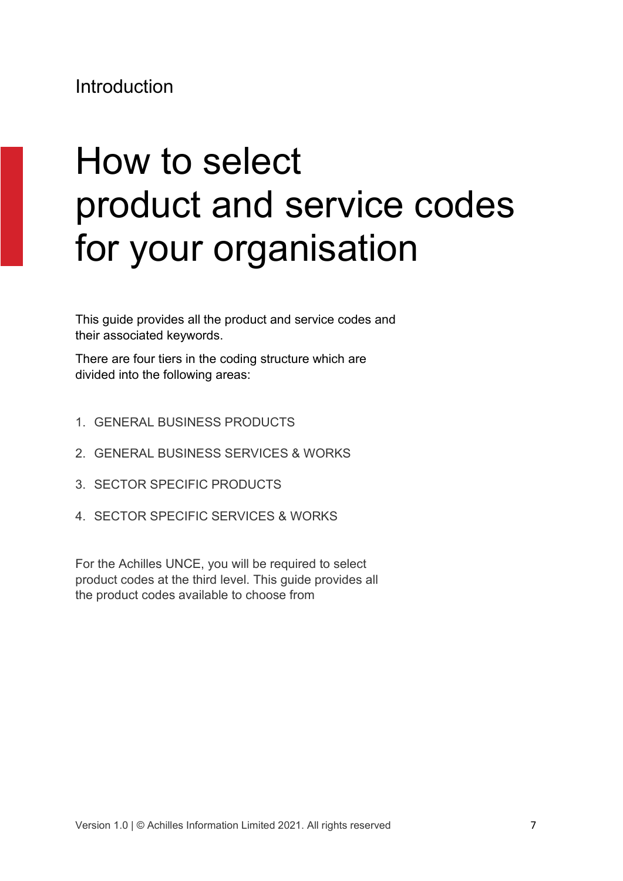Introduction

# How to select product and service codes for your organisation

This guide provides all the product and service codes and their associated keywords.

There are four tiers in the coding structure which are divided into the following areas:

1. GENERAL BUSINESS PRODUCTS
2. GENERAL BUSINESS SERVICES & WORKS
3. SECTOR SPECIFIC PRODUCTS
4. SECTOR SPECIFIC SERVICES & WORKS

For the Achilles UNCE, you will be required to select product codes at the third level. This guide provides all the product codes available to choose from

Version 1.0 | © Achilles Information Limited 2021. All rights reserved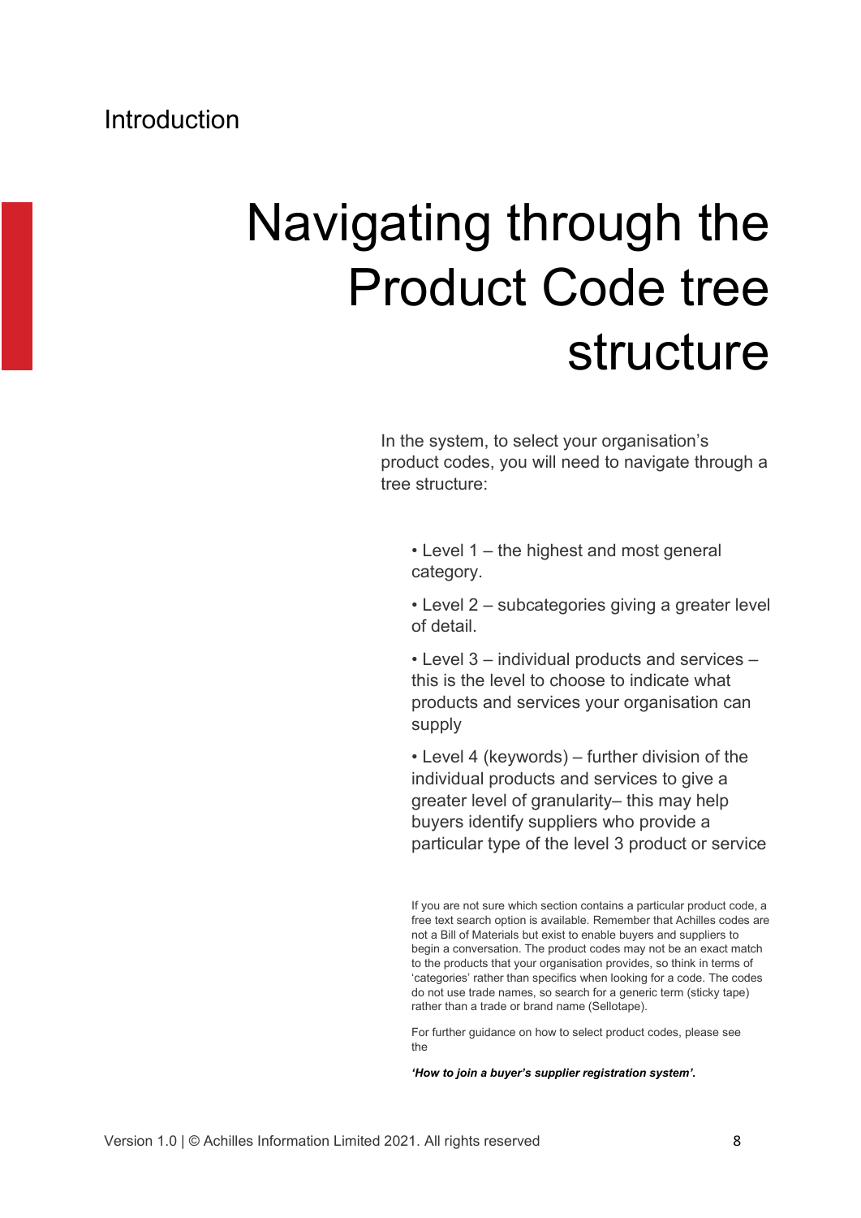Introduction

# Navigating through the Product Code tree structure

In the system, to select your organisation's product codes, you will need to navigate through a tree structure:

- Level 1 – the highest and most general category.
- Level 2 – subcategories giving a greater level of detail.
- Level 3 – individual products and services – this is the level to choose to indicate what products and services your organisation can supply
- Level 4 (keywords) – further division of the individual products and services to give a greater level of granularity– this may help buyers identify suppliers who provide a particular type of the level 3 product or service

If you are not sure which section contains a particular product code, a free text search option is available. Remember that Achilles codes are not a Bill of Materials but exist to enable buyers and suppliers to begin a conversation. The product codes may not be an exact match to the products that your organisation provides, so think in terms of 'categories' rather than specifics when looking for a code. The codes do not use trade names, so search for a generic term (sticky tape) rather than a trade or brand name (Sellotape).

For further guidance on how to select product codes, please see the

***'How to join a buyer's supplier registration system'.***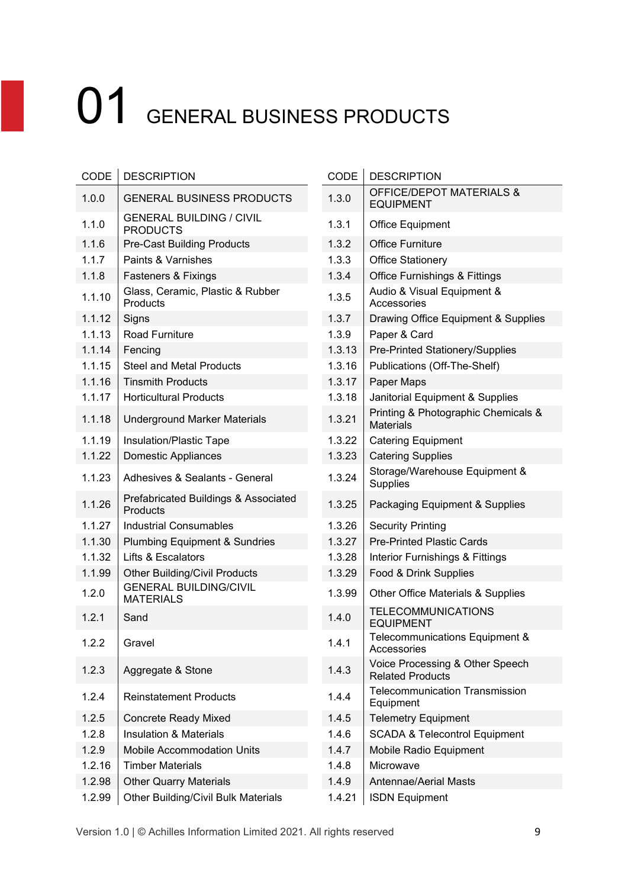# 01 GENERAL BUSINESS PRODUCTS

| CODE | DESCRIPTION |
|---|---|
| 1.0.0 | GENERAL BUSINESS PRODUCTS |
| 1.1.0 | GENERAL BUILDING / CIVIL PRODUCTS |
| 1.1.6 | Pre-Cast Building Products |
| 1.1.7 | Paints & Varnishes |
| 1.1.8 | Fasteners & Fixings |
| 1.1.10 | Glass, Ceramic, Plastic & Rubber Products |
| 1.1.12 | Signs |
| 1.1.13 | Road Furniture |
| 1.1.14 | Fencing |
| 1.1.15 | Steel and Metal Products |
| 1.1.16 | Tinsmith Products |
| 1.1.17 | Horticultural Products |
| 1.1.18 | Underground Marker Materials |
| 1.1.19 | Insulation/Plastic Tape |
| 1.1.22 | Domestic Appliances |
| 1.1.23 | Adhesives & Sealants - General |
| 1.1.26 | Prefabricated Buildings & Associated Products |
| 1.1.27 | Industrial Consumables |
| 1.1.30 | Plumbing Equipment & Sundries |
| 1.1.32 | Lifts & Escalators |
| 1.1.99 | Other Building/Civil Products |
| 1.2.0 | GENERAL BUILDING/CIVIL MATERIALS |
| 1.2.1 | Sand |
| 1.2.2 | Gravel |
| 1.2.3 | Aggregate & Stone |
| 1.2.4 | Reinstatement Products |
| 1.2.5 | Concrete Ready Mixed |
| 1.2.8 | Insulation & Materials |
| 1.2.9 | Mobile Accommodation Units |
| 1.2.16 | Timber Materials |
| 1.2.98 | Other Quarry Materials |
| 1.2.99 | Other Building/Civil Bulk Materials |
| 1.3.0 | OFFICE/DEPOT MATERIALS & EQUIPMENT |
| 1.3.1 | Office Equipment |
| 1.3.2 | Office Furniture |
| 1.3.3 | Office Stationery |
| 1.3.4 | Office Furnishings & Fittings |
| 1.3.5 | Audio & Visual Equipment & Accessories |
| 1.3.7 | Drawing Office Equipment & Supplies |
| 1.3.9 | Paper & Card |
| 1.3.13 | Pre-Printed Stationery/Supplies |
| 1.3.16 | Publications (Off-The-Shelf) |
| 1.3.17 | Paper Maps |
| 1.3.18 | Janitorial Equipment & Supplies |
| 1.3.21 | Printing & Photographic Chemicals & Materials |
| 1.3.22 | Catering Equipment |
| 1.3.23 | Catering Supplies |
| 1.3.24 | Storage/Warehouse Equipment & Supplies |
| 1.3.25 | Packaging Equipment & Supplies |
| 1.3.26 | Security Printing |
| 1.3.27 | Pre-Printed Plastic Cards |
| 1.3.28 | Interior Furnishings & Fittings |
| 1.3.29 | Food & Drink Supplies |
| 1.3.99 | Other Office Materials & Supplies |
| 1.4.0 | TELECOMMUNICATIONS EQUIPMENT |
| 1.4.1 | Telecommunications Equipment & Accessories |
| 1.4.3 | Voice Processing & Other Speech Related Products |
| 1.4.4 | Telecommunication Transmission Equipment |
| 1.4.5 | Telemetry Equipment |
| 1.4.6 | SCADA & Telecontrol Equipment |
| 1.4.7 | Mobile Radio Equipment |
| 1.4.8 | Microwave |
| 1.4.9 | Antennae/Aerial Masts |
| 1.4.21 | ISDN Equipment |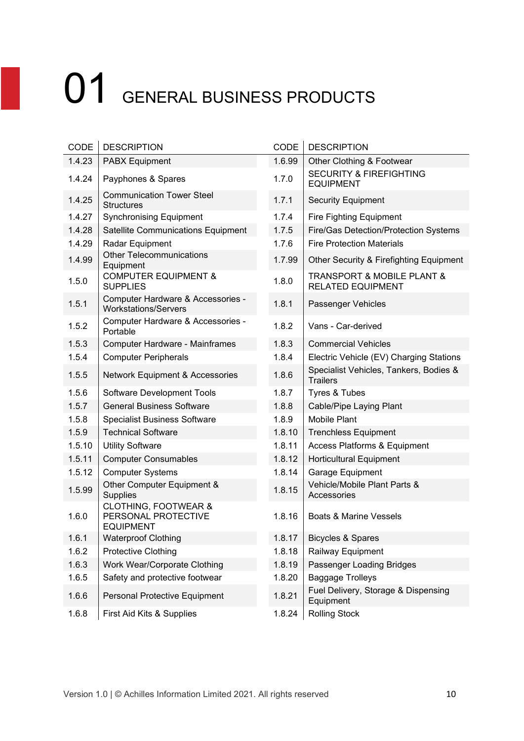# 01 GENERAL BUSINESS PRODUCTS

| CODE | DESCRIPTION |
|---|---|
| 1.4.23 | PABX Equipment |
| 1.4.24 | Payphones & Spares |
| 1.4.25 | Communication Tower Steel Structures |
| 1.4.27 | Synchronising Equipment |
| 1.4.28 | Satellite Communications Equipment |
| 1.4.29 | Radar Equipment |
| 1.4.99 | Other Telecommunications Equipment |
| 1.5.0 | COMPUTER EQUIPMENT & SUPPLIES |
| 1.5.1 | Computer Hardware & Accessories - Workstations/Servers |
| 1.5.2 | Computer Hardware & Accessories - Portable |
| 1.5.3 | Computer Hardware - Mainframes |
| 1.5.4 | Computer Peripherals |
| 1.5.5 | Network Equipment & Accessories |
| 1.5.6 | Software Development Tools |
| 1.5.7 | General Business Software |
| 1.5.8 | Specialist Business Software |
| 1.5.9 | Technical Software |
| 1.5.10 | Utility Software |
| 1.5.11 | Computer Consumables |
| 1.5.12 | Computer Systems |
| 1.5.99 | Other Computer Equipment & Supplies |
| 1.6.0 | CLOTHING, FOOTWEAR & PERSONAL PROTECTIVE EQUIPMENT |
| 1.6.1 | Waterproof Clothing |
| 1.6.2 | Protective Clothing |
| 1.6.3 | Work Wear/Corporate Clothing |
| 1.6.5 | Safety and protective footwear |
| 1.6.6 | Personal Protective Equipment |
| 1.6.8 | First Aid Kits & Supplies |
| 1.6.99 | Other Clothing & Footwear |
| 1.7.0 | SECURITY & FIREFIGHTING EQUIPMENT |
| 1.7.1 | Security Equipment |
| 1.7.4 | Fire Fighting Equipment |
| 1.7.5 | Fire/Gas Detection/Protection Systems |
| 1.7.6 | Fire Protection Materials |
| 1.7.99 | Other Security & Firefighting Equipment |
| 1.8.0 | TRANSPORT & MOBILE PLANT & RELATED EQUIPMENT |
| 1.8.1 | Passenger Vehicles |
| 1.8.2 | Vans - Car-derived |
| 1.8.3 | Commercial Vehicles |
| 1.8.4 | Electric Vehicle (EV) Charging Stations |
| 1.8.6 | Specialist Vehicles, Tankers, Bodies & Trailers |
| 1.8.7 | Tyres & Tubes |
| 1.8.8 | Cable/Pipe Laying Plant |
| 1.8.9 | Mobile Plant |
| 1.8.10 | Trenchless Equipment |
| 1.8.11 | Access Platforms & Equipment |
| 1.8.12 | Horticultural Equipment |
| 1.8.14 | Garage Equipment |
| 1.8.15 | Vehicle/Mobile Plant Parts & Accessories |
| 1.8.16 | Boats & Marine Vessels |
| 1.8.17 | Bicycles & Spares |
| 1.8.18 | Railway Equipment |
| 1.8.19 | Passenger Loading Bridges |
| 1.8.20 | Baggage Trolleys |
| 1.8.21 | Fuel Delivery, Storage & Dispensing Equipment |
| 1.8.24 | Rolling Stock |

Version 1.0 | © Achilles Information Limited 2021. All rights reserved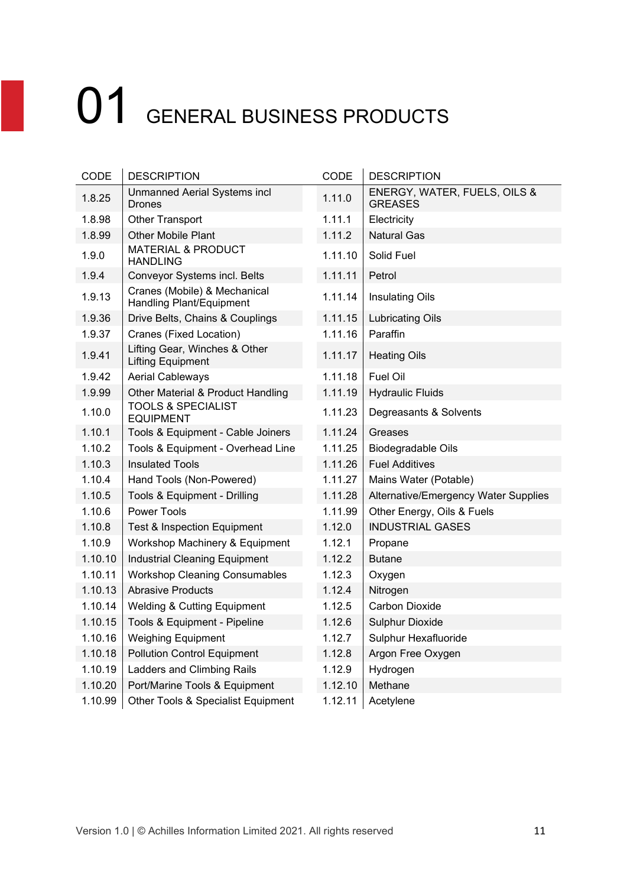# 01 GENERAL BUSINESS PRODUCTS

| CODE | DESCRIPTION |
|---|---|
| 1.8.25 | Unmanned Aerial Systems incl Drones |
| 1.8.98 | Other Transport |
| 1.8.99 | Other Mobile Plant |
| 1.9.0 | MATERIAL & PRODUCT HANDLING |
| 1.9.4 | Conveyor Systems incl. Belts |
| 1.9.13 | Cranes (Mobile) & Mechanical Handling Plant/Equipment |
| 1.9.36 | Drive Belts, Chains & Couplings |
| 1.9.37 | Cranes (Fixed Location) |
| 1.9.41 | Lifting Gear, Winches & Other Lifting Equipment |
| 1.9.42 | Aerial Cableways |
| 1.9.99 | Other Material & Product Handling |
| 1.10.0 | TOOLS & SPECIALIST EQUIPMENT |
| 1.10.1 | Tools & Equipment - Cable Joiners |
| 1.10.2 | Tools & Equipment - Overhead Line |
| 1.10.3 | Insulated Tools |
| 1.10.4 | Hand Tools (Non-Powered) |
| 1.10.5 | Tools & Equipment - Drilling |
| 1.10.6 | Power Tools |
| 1.10.8 | Test & Inspection Equipment |
| 1.10.9 | Workshop Machinery & Equipment |
| 1.10.10 | Industrial Cleaning Equipment |
| 1.10.11 | Workshop Cleaning Consumables |
| 1.10.13 | Abrasive Products |
| 1.10.14 | Welding & Cutting Equipment |
| 1.10.15 | Tools & Equipment - Pipeline |
| 1.10.16 | Weighing Equipment |
| 1.10.18 | Pollution Control Equipment |
| 1.10.19 | Ladders and Climbing Rails |
| 1.10.20 | Port/Marine Tools & Equipment |
| 1.10.99 | Other Tools & Specialist Equipment |
| 1.11.0 | ENERGY, WATER, FUELS, OILS & GREASES |
| 1.11.1 | Electricity |
| 1.11.2 | Natural Gas |
| 1.11.10 | Solid Fuel |
| 1.11.11 | Petrol |
| 1.11.14 | Insulating Oils |
| 1.11.15 | Lubricating Oils |
| 1.11.16 | Paraffin |
| 1.11.17 | Heating Oils |
| 1.11.18 | Fuel Oil |
| 1.11.19 | Hydraulic Fluids |
| 1.11.23 | Degreasants & Solvents |
| 1.11.24 | Greases |
| 1.11.25 | Biodegradable Oils |
| 1.11.26 | Fuel Additives |
| 1.11.27 | Mains Water (Potable) |
| 1.11.28 | Alternative/Emergency Water Supplies |
| 1.11.99 | Other Energy, Oils & Fuels |
| 1.12.0 | INDUSTRIAL GASES |
| 1.12.1 | Propane |
| 1.12.2 | Butane |
| 1.12.3 | Oxygen |
| 1.12.4 | Nitrogen |
| 1.12.5 | Carbon Dioxide |
| 1.12.6 | Sulphur Dioxide |
| 1.12.7 | Sulphur Hexafluoride |
| 1.12.8 | Argon Free Oxygen |
| 1.12.9 | Hydrogen |
| 1.12.10 | Methane |
| 1.12.11 | Acetylene |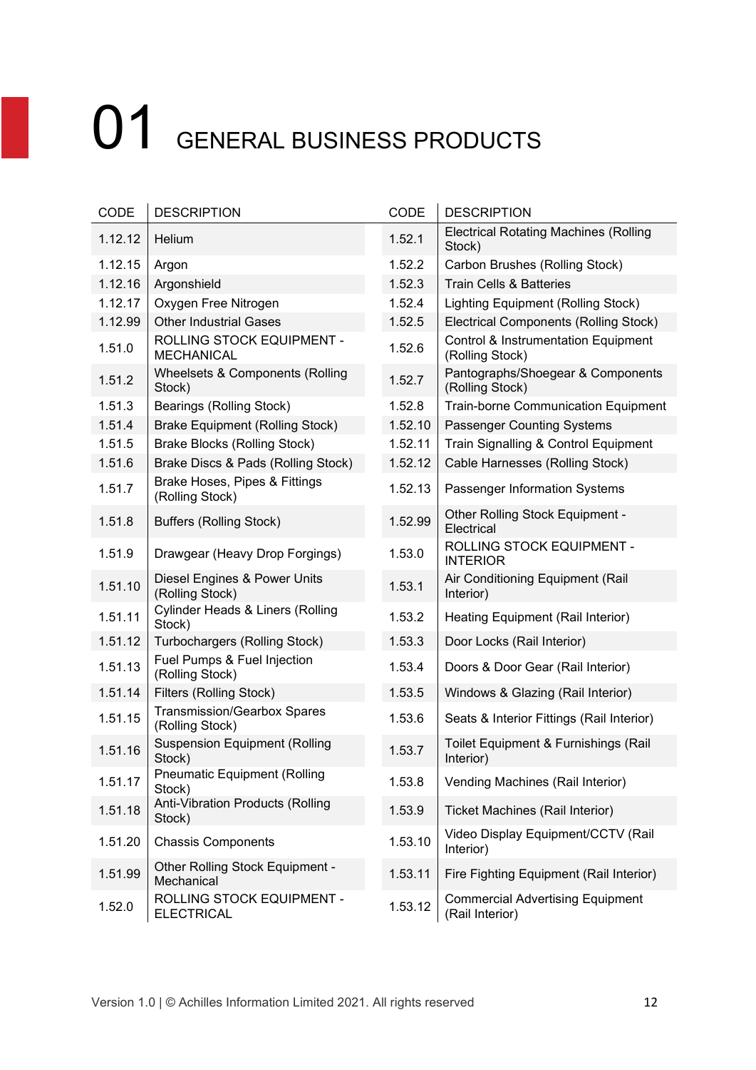# 01 GENERAL BUSINESS PRODUCTS

| CODE | DESCRIPTION |
|---|---|
| 1.12.12 | Helium |
| 1.12.15 | Argon |
| 1.12.16 | Argonshield |
| 1.12.17 | Oxygen Free Nitrogen |
| 1.12.99 | Other Industrial Gases |
| 1.51.0 | ROLLING STOCK EQUIPMENT - MECHANICAL |
| 1.51.2 | Wheelsets & Components (Rolling Stock) |
| 1.51.3 | Bearings (Rolling Stock) |
| 1.51.4 | Brake Equipment (Rolling Stock) |
| 1.51.5 | Brake Blocks (Rolling Stock) |
| 1.51.6 | Brake Discs & Pads (Rolling Stock) |
| 1.51.7 | Brake Hoses, Pipes & Fittings (Rolling Stock) |
| 1.51.8 | Buffers (Rolling Stock) |
| 1.51.9 | Drawgear (Heavy Drop Forgings) |
| 1.51.10 | Diesel Engines & Power Units (Rolling Stock) |
| 1.51.11 | Cylinder Heads & Liners (Rolling Stock) |
| 1.51.12 | Turbochargers (Rolling Stock) |
| 1.51.13 | Fuel Pumps & Fuel Injection (Rolling Stock) |
| 1.51.14 | Filters (Rolling Stock) |
| 1.51.15 | Transmission/Gearbox Spares (Rolling Stock) |
| 1.51.16 | Suspension Equipment (Rolling Stock) |
| 1.51.17 | Pneumatic Equipment (Rolling Stock) |
| 1.51.18 | Anti-Vibration Products (Rolling Stock) |
| 1.51.20 | Chassis Components |
| 1.51.99 | Other Rolling Stock Equipment - Mechanical |
| 1.52.0 | ROLLING STOCK EQUIPMENT - ELECTRICAL |
| 1.52.1 | Electrical Rotating Machines (Rolling Stock) |
| 1.52.2 | Carbon Brushes (Rolling Stock) |
| 1.52.3 | Train Cells & Batteries |
| 1.52.4 | Lighting Equipment (Rolling Stock) |
| 1.52.5 | Electrical Components (Rolling Stock) |
| 1.52.6 | Control & Instrumentation Equipment (Rolling Stock) |
| 1.52.7 | Pantographs/Shoegear & Components (Rolling Stock) |
| 1.52.8 | Train-borne Communication Equipment |
| 1.52.10 | Passenger Counting Systems |
| 1.52.11 | Train Signalling & Control Equipment |
| 1.52.12 | Cable Harnesses (Rolling Stock) |
| 1.52.13 | Passenger Information Systems |
| 1.52.99 | Other Rolling Stock Equipment - Electrical |
| 1.53.0 | ROLLING STOCK EQUIPMENT - INTERIOR |
| 1.53.1 | Air Conditioning Equipment (Rail Interior) |
| 1.53.2 | Heating Equipment (Rail Interior) |
| 1.53.3 | Door Locks (Rail Interior) |
| 1.53.4 | Doors & Door Gear (Rail Interior) |
| 1.53.5 | Windows & Glazing (Rail Interior) |
| 1.53.6 | Seats & Interior Fittings (Rail Interior) |
| 1.53.7 | Toilet Equipment & Furnishings (Rail Interior) |
| 1.53.8 | Vending Machines (Rail Interior) |
| 1.53.9 | Ticket Machines (Rail Interior) |
| 1.53.10 | Video Display Equipment/CCTV (Rail Interior) |
| 1.53.11 | Fire Fighting Equipment (Rail Interior) |
| 1.53.12 | Commercial Advertising Equipment (Rail Interior) |

Version 1.0 | © Achilles Information Limited 2021. All rights reserved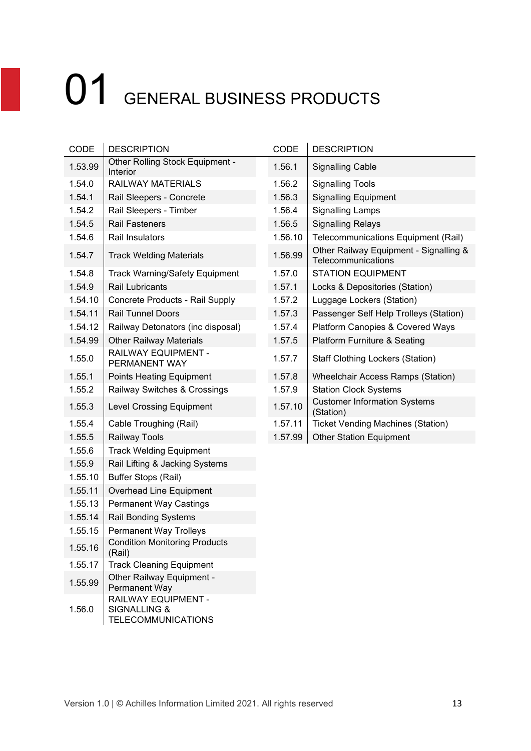# 01 GENERAL BUSINESS PRODUCTS

| CODE | DESCRIPTION |
|---|---|
| 1.53.99 | Other Rolling Stock Equipment - Interior |
| 1.54.0 | RAILWAY MATERIALS |
| 1.54.1 | Rail Sleepers - Concrete |
| 1.54.2 | Rail Sleepers - Timber |
| 1.54.5 | Rail Fasteners |
| 1.54.6 | Rail Insulators |
| 1.54.7 | Track Welding Materials |
| 1.54.8 | Track Warning/Safety Equipment |
| 1.54.9 | Rail Lubricants |
| 1.54.10 | Concrete Products - Rail Supply |
| 1.54.11 | Rail Tunnel Doors |
| 1.54.12 | Railway Detonators (inc disposal) |
| 1.54.99 | Other Railway Materials |
| 1.55.0 | RAILWAY EQUIPMENT - PERMANENT WAY |
| 1.55.1 | Points Heating Equipment |
| 1.55.2 | Railway Switches & Crossings |
| 1.55.3 | Level Crossing Equipment |
| 1.55.4 | Cable Troughing (Rail) |
| 1.55.5 | Railway Tools |
| 1.55.6 | Track Welding Equipment |
| 1.55.9 | Rail Lifting & Jacking Systems |
| 1.55.10 | Buffer Stops (Rail) |
| 1.55.11 | Overhead Line Equipment |
| 1.55.13 | Permanent Way Castings |
| 1.55.14 | Rail Bonding Systems |
| 1.55.15 | Permanent Way Trolleys |
| 1.55.16 | Condition Monitoring Products (Rail) |
| 1.55.17 | Track Cleaning Equipment |
| 1.55.99 | Other Railway Equipment - Permanent Way |
| 1.56.0 | RAILWAY EQUIPMENT - SIGNALLING & TELECOMMUNICATIONS |
| 1.56.1 | Signalling Cable |
| 1.56.2 | Signalling Tools |
| 1.56.3 | Signalling Equipment |
| 1.56.4 | Signalling Lamps |
| 1.56.5 | Signalling Relays |
| 1.56.10 | Telecommunications Equipment (Rail) |
| 1.56.99 | Other Railway Equipment - Signalling & Telecommunications |
| 1.57.0 | STATION EQUIPMENT |
| 1.57.1 | Locks & Depositories (Station) |
| 1.57.2 | Luggage Lockers (Station) |
| 1.57.3 | Passenger Self Help Trolleys (Station) |
| 1.57.4 | Platform Canopies & Covered Ways |
| 1.57.5 | Platform Furniture & Seating |
| 1.57.7 | Staff Clothing Lockers (Station) |
| 1.57.8 | Wheelchair Access Ramps (Station) |
| 1.57.9 | Station Clock Systems |
| 1.57.10 | Customer Information Systems (Station) |
| 1.57.11 | Ticket Vending Machines (Station) |
| 1.57.99 | Other Station Equipment |

Version 1.0 | © Achilles Information Limited 2021. All rights reserved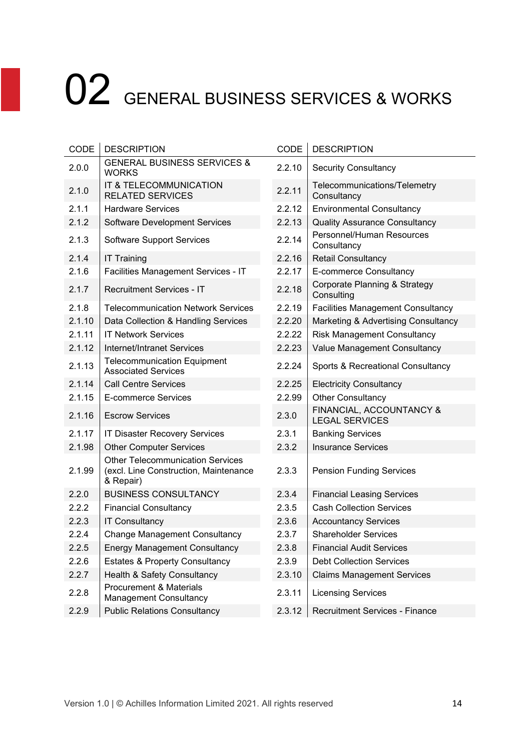# 02 GENERAL BUSINESS SERVICES & WORKS

| CODE | DESCRIPTION |
|---|---|
| 2.0.0 | GENERAL BUSINESS SERVICES & WORKS |
| 2.1.0 | IT & TELECOMMUNICATION RELATED SERVICES |
| 2.1.1 | Hardware Services |
| 2.1.2 | Software Development Services |
| 2.1.3 | Software Support Services |
| 2.1.4 | IT Training |
| 2.1.6 | Facilities Management Services - IT |
| 2.1.7 | Recruitment Services - IT |
| 2.1.8 | Telecommunication Network Services |
| 2.1.10 | Data Collection & Handling Services |
| 2.1.11 | IT Network Services |
| 2.1.12 | Internet/Intranet Services |
| 2.1.13 | Telecommunication Equipment Associated Services |
| 2.1.14 | Call Centre Services |
| 2.1.15 | E-commerce Services |
| 2.1.16 | Escrow Services |
| 2.1.17 | IT Disaster Recovery Services |
| 2.1.98 | Other Computer Services |
| 2.1.99 | Other Telecommunication Services (excl. Line Construction, Maintenance & Repair) |
| 2.2.0 | BUSINESS CONSULTANCY |
| 2.2.2 | Financial Consultancy |
| 2.2.3 | IT Consultancy |
| 2.2.4 | Change Management Consultancy |
| 2.2.5 | Energy Management Consultancy |
| 2.2.6 | Estates & Property Consultancy |
| 2.2.7 | Health & Safety Consultancy |
| 2.2.8 | Procurement & Materials Management Consultancy |
| 2.2.9 | Public Relations Consultancy |
| 2.2.10 | Security Consultancy |
| 2.2.11 | Telecommunications/Telemetry Consultancy |
| 2.2.12 | Environmental Consultancy |
| 2.2.13 | Quality Assurance Consultancy |
| 2.2.14 | Personnel/Human Resources Consultancy |
| 2.2.16 | Retail Consultancy |
| 2.2.17 | E-commerce Consultancy |
| 2.2.18 | Corporate Planning & Strategy Consulting |
| 2.2.19 | Facilities Management Consultancy |
| 2.2.20 | Marketing & Advertising Consultancy |
| 2.2.22 | Risk Management Consultancy |
| 2.2.23 | Value Management Consultancy |
| 2.2.24 | Sports & Recreational Consultancy |
| 2.2.25 | Electricity Consultancy |
| 2.2.99 | Other Consultancy |
| 2.3.0 | FINANCIAL, ACCOUNTANCY & LEGAL SERVICES |
| 2.3.1 | Banking Services |
| 2.3.2 | Insurance Services |
| 2.3.3 | Pension Funding Services |
| 2.3.4 | Financial Leasing Services |
| 2.3.5 | Cash Collection Services |
| 2.3.6 | Accountancy Services |
| 2.3.7 | Shareholder Services |
| 2.3.8 | Financial Audit Services |
| 2.3.9 | Debt Collection Services |
| 2.3.10 | Claims Management Services |
| 2.3.11 | Licensing Services |
| 2.3.12 | Recruitment Services - Finance |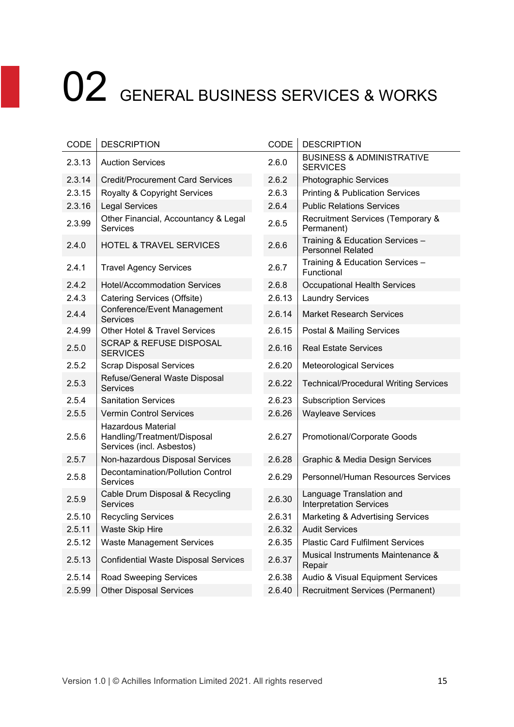# 02 GENERAL BUSINESS SERVICES & WORKS

| CODE | DESCRIPTION |
| --- | --- |
| 2.3.13 | Auction Services |
| 2.3.14 | Credit/Procurement Card Services |
| 2.3.15 | Royalty & Copyright Services |
| 2.3.16 | Legal Services |
| 2.3.99 | Other Financial, Accountancy & Legal Services |
| 2.4.0 | HOTEL & TRAVEL SERVICES |
| 2.4.1 | Travel Agency Services |
| 2.4.2 | Hotel/Accommodation Services |
| 2.4.3 | Catering Services (Offsite) |
| 2.4.4 | Conference/Event Management Services |
| 2.4.99 | Other Hotel & Travel Services |
| 2.5.0 | SCRAP & REFUSE DISPOSAL SERVICES |
| 2.5.2 | Scrap Disposal Services |
| 2.5.3 | Refuse/General Waste Disposal Services |
| 2.5.4 | Sanitation Services |
| 2.5.5 | Vermin Control Services |
| 2.5.6 | Hazardous Material Handling/Treatment/Disposal Services (incl. Asbestos) |
| 2.5.7 | Non-hazardous Disposal Services |
| 2.5.8 | Decontamination/Pollution Control Services |
| 2.5.9 | Cable Drum Disposal & Recycling Services |
| 2.5.10 | Recycling Services |
| 2.5.11 | Waste Skip Hire |
| 2.5.12 | Waste Management Services |
| 2.5.13 | Confidential Waste Disposal Services |
| 2.5.14 | Road Sweeping Services |
| 2.5.99 | Other Disposal Services |
| 2.6.0 | BUSINESS & ADMINISTRATIVE SERVICES |
| 2.6.2 | Photographic Services |
| 2.6.3 | Printing & Publication Services |
| 2.6.4 | Public Relations Services |
| 2.6.5 | Recruitment Services (Temporary & Permanent) |
| 2.6.6 | Training & Education Services – Personnel Related |
| 2.6.7 | Training & Education Services – Functional |
| 2.6.8 | Occupational Health Services |
| 2.6.13 | Laundry Services |
| 2.6.14 | Market Research Services |
| 2.6.15 | Postal & Mailing Services |
| 2.6.16 | Real Estate Services |
| 2.6.20 | Meteorological Services |
| 2.6.22 | Technical/Procedural Writing Services |
| 2.6.23 | Subscription Services |
| 2.6.26 | Wayleave Services |
| 2.6.27 | Promotional/Corporate Goods |
| 2.6.28 | Graphic & Media Design Services |
| 2.6.29 | Personnel/Human Resources Services |
| 2.6.30 | Language Translation and Interpretation Services |
| 2.6.31 | Marketing & Advertising Services |
| 2.6.32 | Audit Services |
| 2.6.35 | Plastic Card Fulfilment Services |
| 2.6.37 | Musical Instruments Maintenance & Repair |
| 2.6.38 | Audio & Visual Equipment Services |
| 2.6.40 | Recruitment Services (Permanent) |

Version 1.0 | © Achilles Information Limited 2021. All rights reserved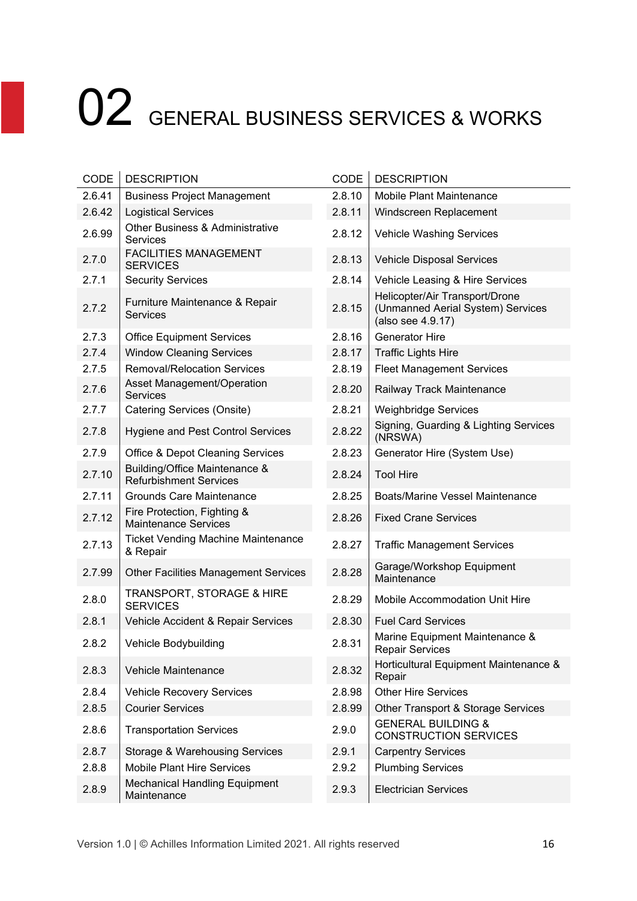# 02 GENERAL BUSINESS SERVICES & WORKS

| CODE | DESCRIPTION |
|---|---|
| 2.6.41 | Business Project Management |
| 2.6.42 | Logistical Services |
| 2.6.99 | Other Business & Administrative Services |
| 2.7.0 | FACILITIES MANAGEMENT SERVICES |
| 2.7.1 | Security Services |
| 2.7.2 | Furniture Maintenance & Repair Services |
| 2.7.3 | Office Equipment Services |
| 2.7.4 | Window Cleaning Services |
| 2.7.5 | Removal/Relocation Services |
| 2.7.6 | Asset Management/Operation Services |
| 2.7.7 | Catering Services (Onsite) |
| 2.7.8 | Hygiene and Pest Control Services |
| 2.7.9 | Office & Depot Cleaning Services |
| 2.7.10 | Building/Office Maintenance & Refurbishment Services |
| 2.7.11 | Grounds Care Maintenance |
| 2.7.12 | Fire Protection, Fighting & Maintenance Services |
| 2.7.13 | Ticket Vending Machine Maintenance & Repair |
| 2.7.99 | Other Facilities Management Services |
| 2.8.0 | TRANSPORT, STORAGE & HIRE SERVICES |
| 2.8.1 | Vehicle Accident & Repair Services |
| 2.8.2 | Vehicle Bodybuilding |
| 2.8.3 | Vehicle Maintenance |
| 2.8.4 | Vehicle Recovery Services |
| 2.8.5 | Courier Services |
| 2.8.6 | Transportation Services |
| 2.8.7 | Storage & Warehousing Services |
| 2.8.8 | Mobile Plant Hire Services |
| 2.8.9 | Mechanical Handling Equipment Maintenance |
| 2.8.10 | Mobile Plant Maintenance |
| 2.8.11 | Windscreen Replacement |
| 2.8.12 | Vehicle Washing Services |
| 2.8.13 | Vehicle Disposal Services |
| 2.8.14 | Vehicle Leasing & Hire Services |
| 2.8.15 | Helicopter/Air Transport/Drone (Unmanned Aerial System) Services (also see 4.9.17) |
| 2.8.16 | Generator Hire |
| 2.8.17 | Traffic Lights Hire |
| 2.8.19 | Fleet Management Services |
| 2.8.20 | Railway Track Maintenance |
| 2.8.21 | Weighbridge Services |
| 2.8.22 | Signing, Guarding & Lighting Services (NRSWA) |
| 2.8.23 | Generator Hire (System Use) |
| 2.8.24 | Tool Hire |
| 2.8.25 | Boats/Marine Vessel Maintenance |
| 2.8.26 | Fixed Crane Services |
| 2.8.27 | Traffic Management Services |
| 2.8.28 | Garage/Workshop Equipment Maintenance |
| 2.8.29 | Mobile Accommodation Unit Hire |
| 2.8.30 | Fuel Card Services |
| 2.8.31 | Marine Equipment Maintenance & Repair Services |
| 2.8.32 | Horticultural Equipment Maintenance & Repair |
| 2.8.98 | Other Hire Services |
| 2.8.99 | Other Transport & Storage Services |
| 2.9.0 | GENERAL BUILDING & CONSTRUCTION SERVICES |
| 2.9.1 | Carpentry Services |
| 2.9.2 | Plumbing Services |
| 2.9.3 | Electrician Services |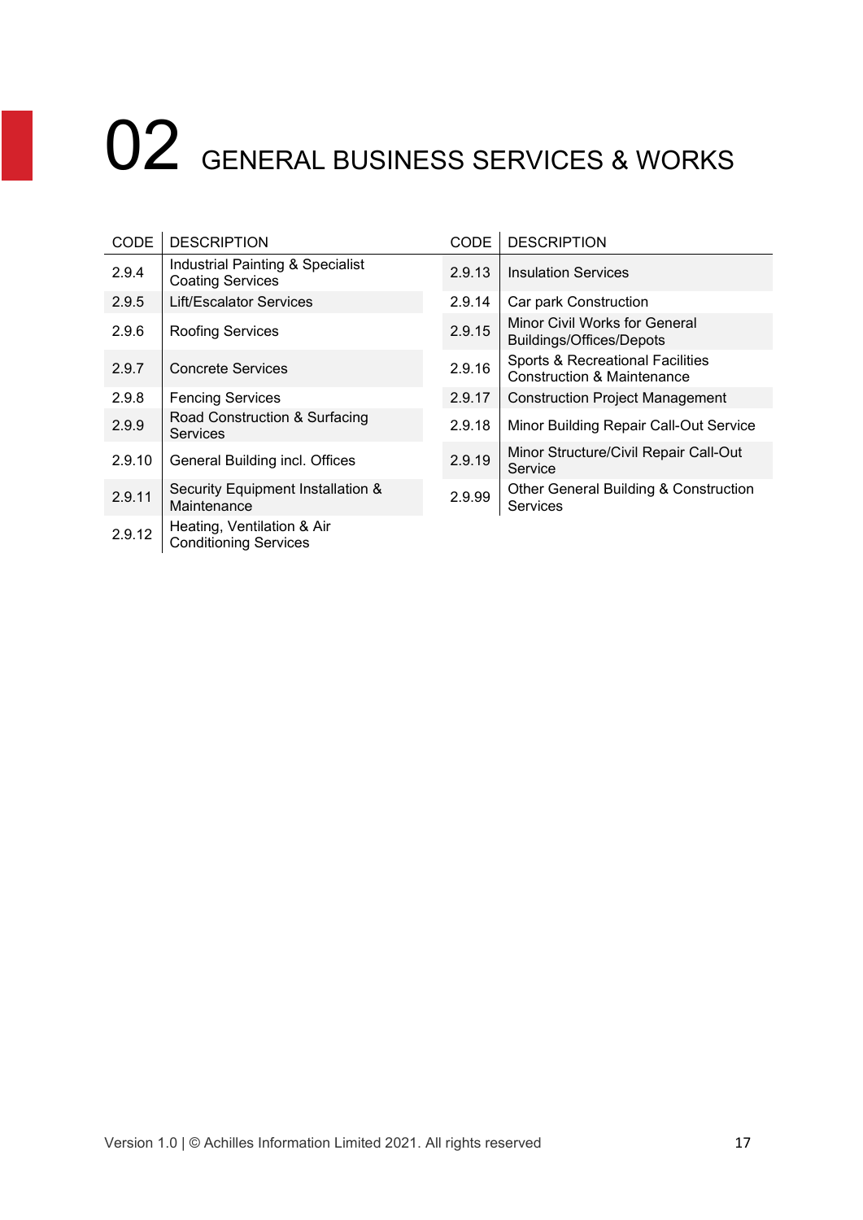# 02 GENERAL BUSINESS SERVICES & WORKS

| CODE | DESCRIPTION | CODE | DESCRIPTION |
|---|---|---|---|
| 2.9.4 | Industrial Painting & Specialist Coating Services | 2.9.13 | Insulation Services |
| 2.9.5 | Lift/Escalator Services | 2.9.14 | Car park Construction |
| 2.9.6 | Roofing Services | 2.9.15 | Minor Civil Works for General Buildings/Offices/Depots |
| 2.9.7 | Concrete Services | 2.9.16 | Sports & Recreational Facilities Construction & Maintenance |
| 2.9.8 | Fencing Services | 2.9.17 | Construction Project Management |
| 2.9.9 | Road Construction & Surfacing Services | 2.9.18 | Minor Building Repair Call-Out Service |
| 2.9.10 | General Building incl. Offices | 2.9.19 | Minor Structure/Civil Repair Call-Out Service |
| 2.9.11 | Security Equipment Installation & Maintenance | 2.9.99 | Other General Building & Construction Services |
| 2.9.12 | Heating, Ventilation & Air Conditioning Services | | |

Version 1.0 | © Achilles Information Limited 2021. All rights reserved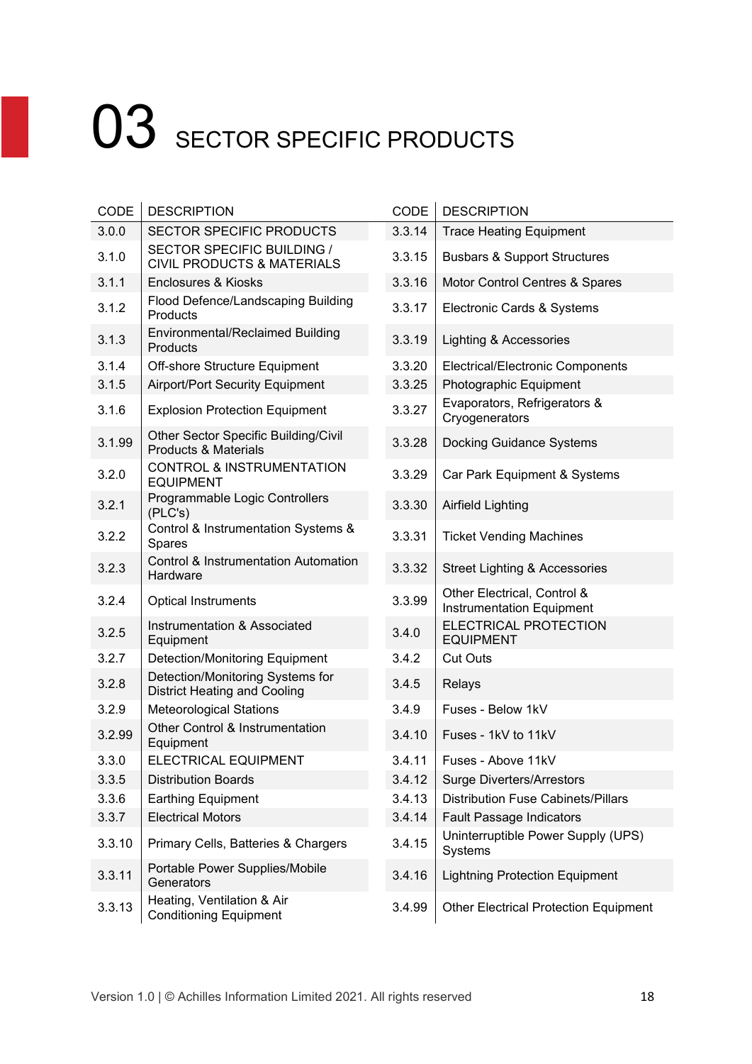# 03 SECTOR SPECIFIC PRODUCTS

| CODE | DESCRIPTION |
|---|---|
| 3.0.0 | SECTOR SPECIFIC PRODUCTS |
| 3.1.0 | SECTOR SPECIFIC BUILDING / CIVIL PRODUCTS & MATERIALS |
| 3.1.1 | Enclosures & Kiosks |
| 3.1.2 | Flood Defence/Landscaping Building Products |
| 3.1.3 | Environmental/Reclaimed Building Products |
| 3.1.4 | Off-shore Structure Equipment |
| 3.1.5 | Airport/Port Security Equipment |
| 3.1.6 | Explosion Protection Equipment |
| 3.1.99 | Other Sector Specific Building/Civil Products & Materials |
| 3.2.0 | CONTROL & INSTRUMENTATION EQUIPMENT |
| 3.2.1 | Programmable Logic Controllers (PLC's) |
| 3.2.2 | Control & Instrumentation Systems & Spares |
| 3.2.3 | Control & Instrumentation Automation Hardware |
| 3.2.4 | Optical Instruments |
| 3.2.5 | Instrumentation & Associated Equipment |
| 3.2.7 | Detection/Monitoring Equipment |
| 3.2.8 | Detection/Monitoring Systems for District Heating and Cooling |
| 3.2.9 | Meteorological Stations |
| 3.2.99 | Other Control & Instrumentation Equipment |
| 3.3.0 | ELECTRICAL EQUIPMENT |
| 3.3.5 | Distribution Boards |
| 3.3.6 | Earthing Equipment |
| 3.3.7 | Electrical Motors |
| 3.3.10 | Primary Cells, Batteries & Chargers |
| 3.3.11 | Portable Power Supplies/Mobile Generators |
| 3.3.13 | Heating, Ventilation & Air Conditioning Equipment |
| 3.3.14 | Trace Heating Equipment |
| 3.3.15 | Busbars & Support Structures |
| 3.3.16 | Motor Control Centres & Spares |
| 3.3.17 | Electronic Cards & Systems |
| 3.3.19 | Lighting & Accessories |
| 3.3.20 | Electrical/Electronic Components |
| 3.3.25 | Photographic Equipment |
| 3.3.27 | Evaporators, Refrigerators & Cryogenerators |
| 3.3.28 | Docking Guidance Systems |
| 3.3.29 | Car Park Equipment & Systems |
| 3.3.30 | Airfield Lighting |
| 3.3.31 | Ticket Vending Machines |
| 3.3.32 | Street Lighting & Accessories |
| 3.3.99 | Other Electrical, Control & Instrumentation Equipment |
| 3.4.0 | ELECTRICAL PROTECTION EQUIPMENT |
| 3.4.2 | Cut Outs |
| 3.4.5 | Relays |
| 3.4.9 | Fuses - Below 1kV |
| 3.4.10 | Fuses - 1kV to 11kV |
| 3.4.11 | Fuses - Above 11kV |
| 3.4.12 | Surge Diverters/Arrestors |
| 3.4.13 | Distribution Fuse Cabinets/Pillars |
| 3.4.14 | Fault Passage Indicators |
| 3.4.15 | Uninterruptible Power Supply (UPS) Systems |
| 3.4.16 | Lightning Protection Equipment |
| 3.4.99 | Other Electrical Protection Equipment |

Version 1.0 | © Achilles Information Limited 2021. All rights reserved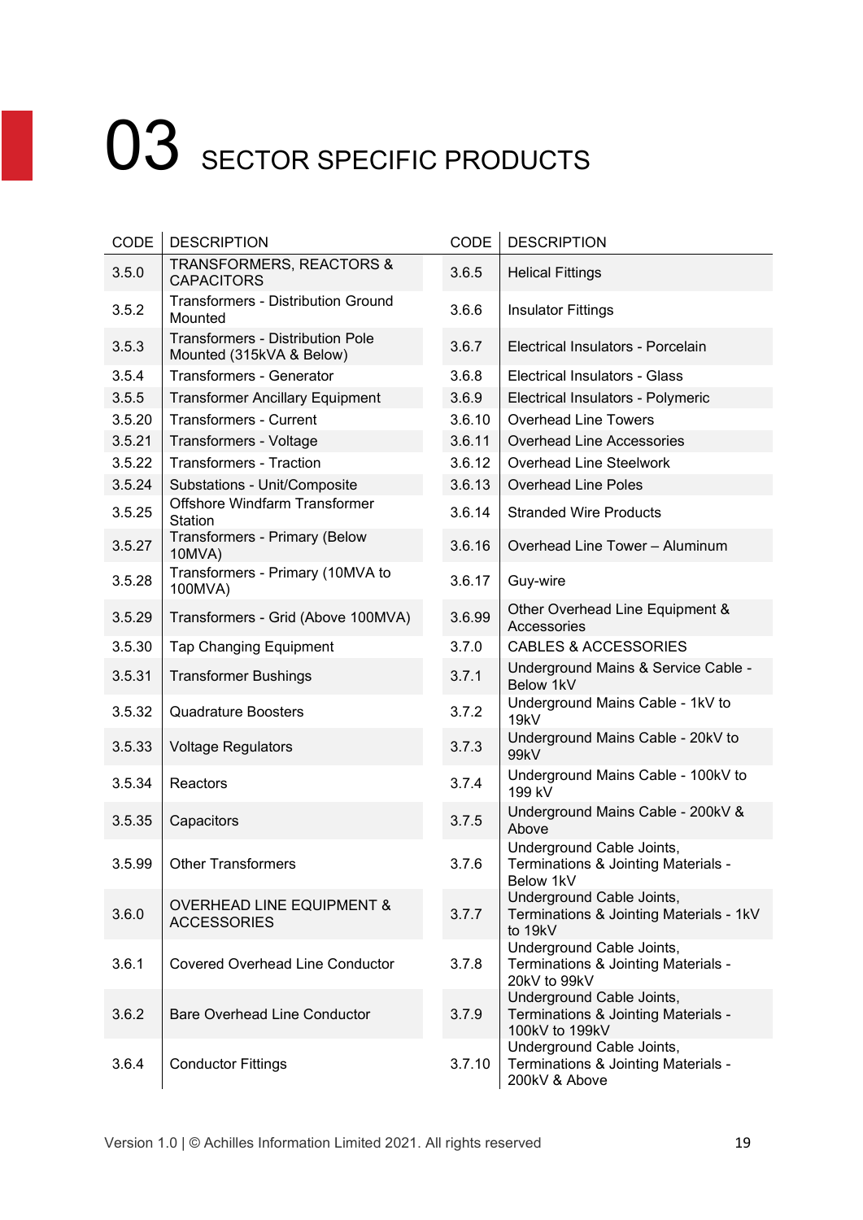# 03 SECTOR SPECIFIC PRODUCTS

| CODE | DESCRIPTION |
|---|---|
| 3.5.0 | TRANSFORMERS, REACTORS & CAPACITORS |
| 3.5.2 | Transformers - Distribution Ground Mounted |
| 3.5.3 | Transformers - Distribution Pole Mounted (315kVA & Below) |
| 3.5.4 | Transformers - Generator |
| 3.5.5 | Transformer Ancillary Equipment |
| 3.5.20 | Transformers - Current |
| 3.5.21 | Transformers - Voltage |
| 3.5.22 | Transformers - Traction |
| 3.5.24 | Substations - Unit/Composite |
| 3.5.25 | Offshore Windfarm Transformer Station |
| 3.5.27 | Transformers - Primary (Below 10MVA) |
| 3.5.28 | Transformers - Primary (10MVA to 100MVA) |
| 3.5.29 | Transformers - Grid (Above 100MVA) |
| 3.5.30 | Tap Changing Equipment |
| 3.5.31 | Transformer Bushings |
| 3.5.32 | Quadrature Boosters |
| 3.5.33 | Voltage Regulators |
| 3.5.34 | Reactors |
| 3.5.35 | Capacitors |
| 3.5.99 | Other Transformers |
| 3.6.0 | OVERHEAD LINE EQUIPMENT & ACCESSORIES |
| 3.6.1 | Covered Overhead Line Conductor |
| 3.6.2 | Bare Overhead Line Conductor |
| 3.6.4 | Conductor Fittings |
| 3.6.5 | Helical Fittings |
| 3.6.6 | Insulator Fittings |
| 3.6.7 | Electrical Insulators - Porcelain |
| 3.6.8 | Electrical Insulators - Glass |
| 3.6.9 | Electrical Insulators - Polymeric |
| 3.6.10 | Overhead Line Towers |
| 3.6.11 | Overhead Line Accessories |
| 3.6.12 | Overhead Line Steelwork |
| 3.6.13 | Overhead Line Poles |
| 3.6.14 | Stranded Wire Products |
| 3.6.16 | Overhead Line Tower – Aluminum |
| 3.6.17 | Guy-wire |
| 3.6.99 | Other Overhead Line Equipment & Accessories |
| 3.7.0 | CABLES & ACCESSORIES |
| 3.7.1 | Underground Mains & Service Cable - Below 1kV |
| 3.7.2 | Underground Mains Cable - 1kV to 19kV |
| 3.7.3 | Underground Mains Cable - 20kV to 99kV |
| 3.7.4 | Underground Mains Cable - 100kV to 199 kV |
| 3.7.5 | Underground Mains Cable - 200kV & Above |
| 3.7.6 | Underground Cable Joints, Terminations & Jointing Materials - Below 1kV |
| 3.7.7 | Underground Cable Joints, Terminations & Jointing Materials - 1kV to 19kV |
| 3.7.8 | Underground Cable Joints, Terminations & Jointing Materials - 20kV to 99kV |
| 3.7.9 | Underground Cable Joints, Terminations & Jointing Materials - 100kV to 199kV |
| 3.7.10 | Underground Cable Joints, Terminations & Jointing Materials - 200kV & Above |

Version 1.0 | © Achilles Information Limited 2021. All rights reserved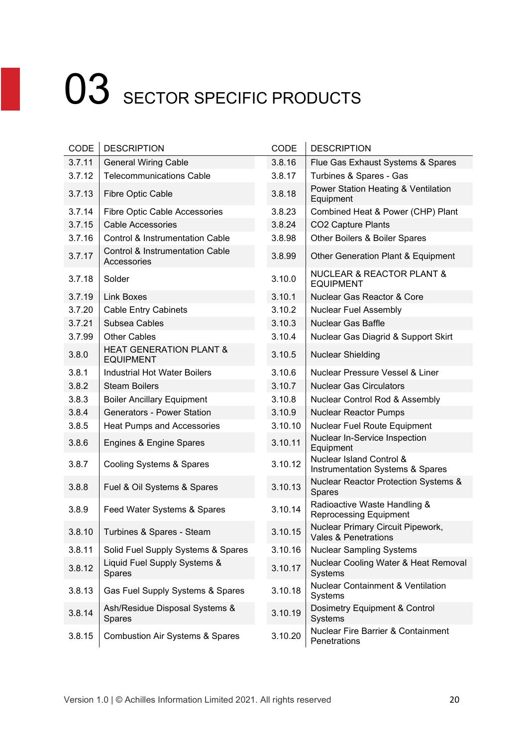# 03 SECTOR SPECIFIC PRODUCTS

| CODE | DESCRIPTION |
|---|---|
| 3.7.11 | General Wiring Cable |
| 3.7.12 | Telecommunications Cable |
| 3.7.13 | Fibre Optic Cable |
| 3.7.14 | Fibre Optic Cable Accessories |
| 3.7.15 | Cable Accessories |
| 3.7.16 | Control & Instrumentation Cable |
| 3.7.17 | Control & Instrumentation Cable Accessories |
| 3.7.18 | Solder |
| 3.7.19 | Link Boxes |
| 3.7.20 | Cable Entry Cabinets |
| 3.7.21 | Subsea Cables |
| 3.7.99 | Other Cables |
| 3.8.0 | HEAT GENERATION PLANT & EQUIPMENT |
| 3.8.1 | Industrial Hot Water Boilers |
| 3.8.2 | Steam Boilers |
| 3.8.3 | Boiler Ancillary Equipment |
| 3.8.4 | Generators - Power Station |
| 3.8.5 | Heat Pumps and Accessories |
| 3.8.6 | Engines & Engine Spares |
| 3.8.7 | Cooling Systems & Spares |
| 3.8.8 | Fuel & Oil Systems & Spares |
| 3.8.9 | Feed Water Systems & Spares |
| 3.8.10 | Turbines & Spares - Steam |
| 3.8.11 | Solid Fuel Supply Systems & Spares |
| 3.8.12 | Liquid Fuel Supply Systems & Spares |
| 3.8.13 | Gas Fuel Supply Systems & Spares |
| 3.8.14 | Ash/Residue Disposal Systems & Spares |
| 3.8.15 | Combustion Air Systems & Spares |
| 3.8.16 | Flue Gas Exhaust Systems & Spares |
| 3.8.17 | Turbines & Spares - Gas |
| 3.8.18 | Power Station Heating & Ventilation Equipment |
| 3.8.23 | Combined Heat & Power (CHP) Plant |
| 3.8.24 | CO2 Capture Plants |
| 3.8.98 | Other Boilers & Boiler Spares |
| 3.8.99 | Other Generation Plant & Equipment |
| 3.10.0 | NUCLEAR & REACTOR PLANT & EQUIPMENT |
| 3.10.1 | Nuclear Gas Reactor & Core |
| 3.10.2 | Nuclear Fuel Assembly |
| 3.10.3 | Nuclear Gas Baffle |
| 3.10.4 | Nuclear Gas Diagrid & Support Skirt |
| 3.10.5 | Nuclear Shielding |
| 3.10.6 | Nuclear Pressure Vessel & Liner |
| 3.10.7 | Nuclear Gas Circulators |
| 3.10.8 | Nuclear Control Rod & Assembly |
| 3.10.9 | Nuclear Reactor Pumps |
| 3.10.10 | Nuclear Fuel Route Equipment |
| 3.10.11 | Nuclear In-Service Inspection Equipment |
| 3.10.12 | Nuclear Island Control & Instrumentation Systems & Spares |
| 3.10.13 | Nuclear Reactor Protection Systems & Spares |
| 3.10.14 | Radioactive Waste Handling & Reprocessing Equipment |
| 3.10.15 | Nuclear Primary Circuit Pipework, Vales & Penetrations |
| 3.10.16 | Nuclear Sampling Systems |
| 3.10.17 | Nuclear Cooling Water & Heat Removal Systems |
| 3.10.18 | Nuclear Containment & Ventilation Systems |
| 3.10.19 | Dosimetry Equipment & Control Systems |
| 3.10.20 | Nuclear Fire Barrier & Containment Penetrations |

Version 1.0 | © Achilles Information Limited 2021. All rights reserved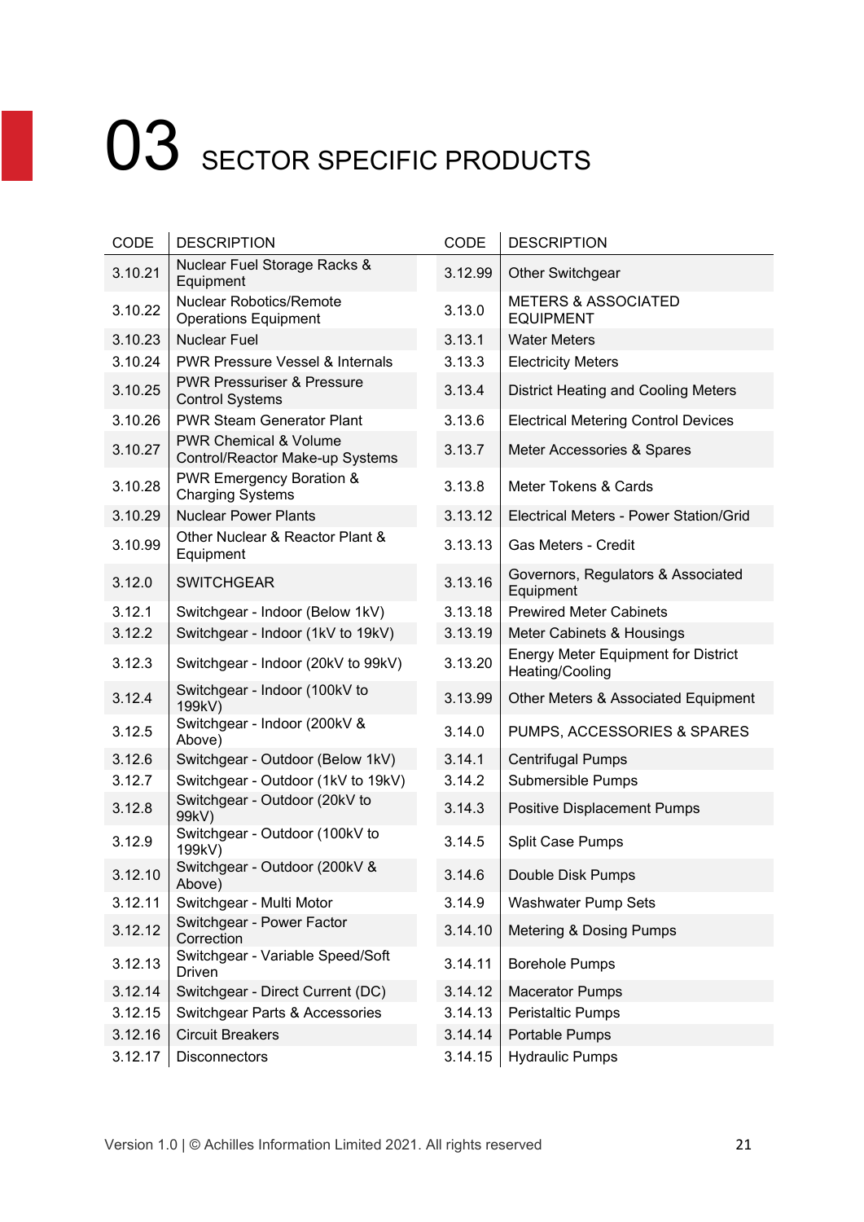# 03 SECTOR SPECIFIC PRODUCTS

| CODE | DESCRIPTION |
|---|---|
| 3.10.21 | Nuclear Fuel Storage Racks & Equipment |
| 3.10.22 | Nuclear Robotics/Remote Operations Equipment |
| 3.10.23 | Nuclear Fuel |
| 3.10.24 | PWR Pressure Vessel & Internals |
| 3.10.25 | PWR Pressuriser & Pressure Control Systems |
| 3.10.26 | PWR Steam Generator Plant |
| 3.10.27 | PWR Chemical & Volume Control/Reactor Make-up Systems |
| 3.10.28 | PWR Emergency Boration & Charging Systems |
| 3.10.29 | Nuclear Power Plants |
| 3.10.99 | Other Nuclear & Reactor Plant & Equipment |
| 3.12.0 | SWITCHGEAR |
| 3.12.1 | Switchgear - Indoor (Below 1kV) |
| 3.12.2 | Switchgear - Indoor (1kV to 19kV) |
| 3.12.3 | Switchgear - Indoor (20kV to 99kV) |
| 3.12.4 | Switchgear - Indoor (100kV to 199kV) |
| 3.12.5 | Switchgear - Indoor (200kV & Above) |
| 3.12.6 | Switchgear - Outdoor (Below 1kV) |
| 3.12.7 | Switchgear - Outdoor (1kV to 19kV) |
| 3.12.8 | Switchgear - Outdoor (20kV to 99kV) |
| 3.12.9 | Switchgear - Outdoor (100kV to 199kV) |
| 3.12.10 | Switchgear - Outdoor (200kV & Above) |
| 3.12.11 | Switchgear - Multi Motor |
| 3.12.12 | Switchgear - Power Factor Correction |
| 3.12.13 | Switchgear - Variable Speed/Soft Driven |
| 3.12.14 | Switchgear - Direct Current (DC) |
| 3.12.15 | Switchgear Parts & Accessories |
| 3.12.16 | Circuit Breakers |
| 3.12.17 | Disconnectors |
| 3.12.99 | Other Switchgear |
| 3.13.0 | METERS & ASSOCIATED EQUIPMENT |
| 3.13.1 | Water Meters |
| 3.13.3 | Electricity Meters |
| 3.13.4 | District Heating and Cooling Meters |
| 3.13.6 | Electrical Metering Control Devices |
| 3.13.7 | Meter Accessories & Spares |
| 3.13.8 | Meter Tokens & Cards |
| 3.13.12 | Electrical Meters - Power Station/Grid |
| 3.13.13 | Gas Meters - Credit |
| 3.13.16 | Governors, Regulators & Associated Equipment |
| 3.13.18 | Prewired Meter Cabinets |
| 3.13.19 | Meter Cabinets & Housings |
| 3.13.20 | Energy Meter Equipment for District Heating/Cooling |
| 3.13.99 | Other Meters & Associated Equipment |
| 3.14.0 | PUMPS, ACCESSORIES & SPARES |
| 3.14.1 | Centrifugal Pumps |
| 3.14.2 | Submersible Pumps |
| 3.14.3 | Positive Displacement Pumps |
| 3.14.5 | Split Case Pumps |
| 3.14.6 | Double Disk Pumps |
| 3.14.9 | Washwater Pump Sets |
| 3.14.10 | Metering & Dosing Pumps |
| 3.14.11 | Borehole Pumps |
| 3.14.12 | Macerator Pumps |
| 3.14.13 | Peristaltic Pumps |
| 3.14.14 | Portable Pumps |
| 3.14.15 | Hydraulic Pumps |

Version 1.0 | © Achilles Information Limited 2021. All rights reserved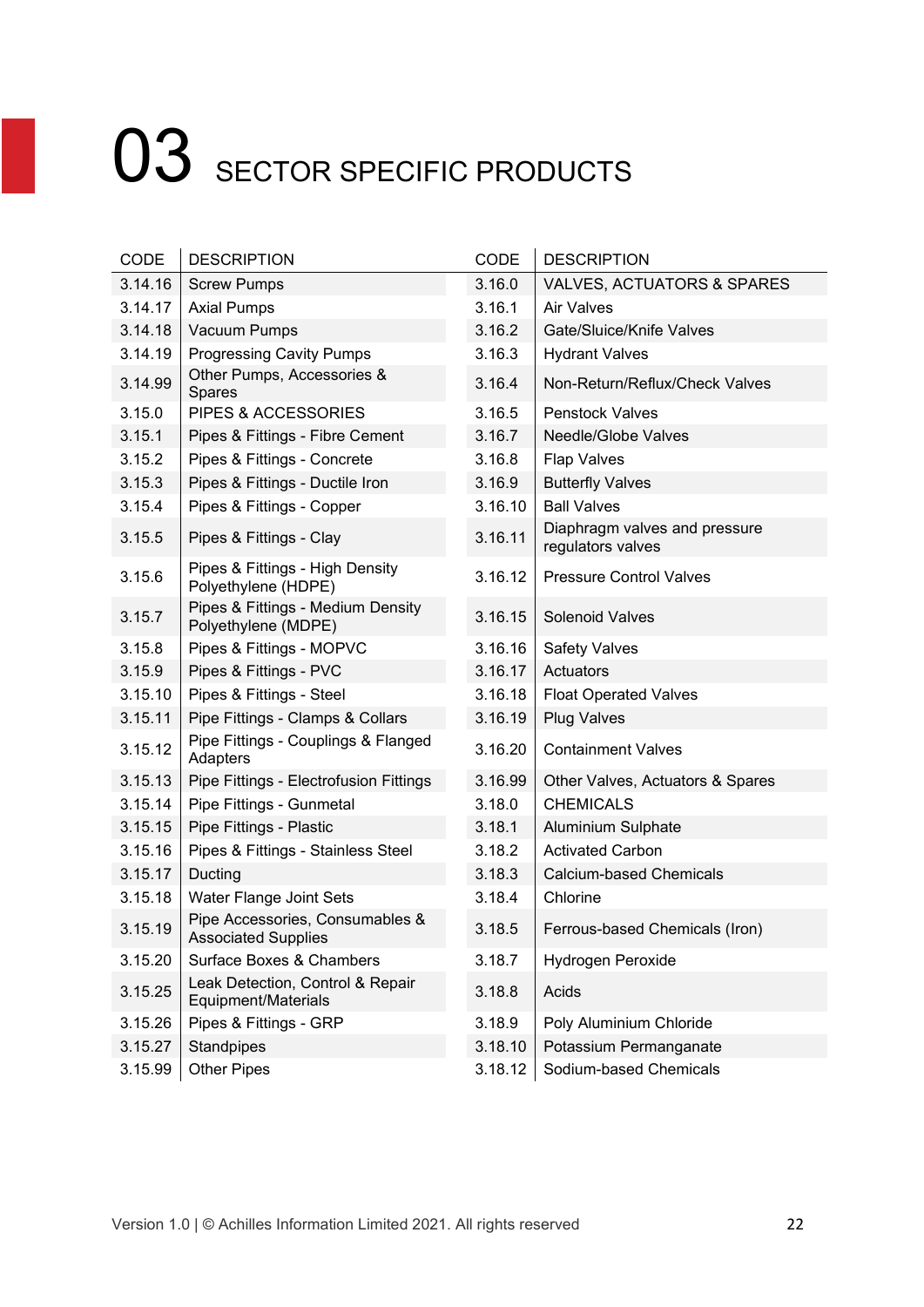# 03 SECTOR SPECIFIC PRODUCTS

| CODE | DESCRIPTION |
|---|---|
| 3.14.16 | Screw Pumps |
| 3.14.17 | Axial Pumps |
| 3.14.18 | Vacuum Pumps |
| 3.14.19 | Progressing Cavity Pumps |
| 3.14.99 | Other Pumps, Accessories & Spares |
| 3.15.0 | PIPES & ACCESSORIES |
| 3.15.1 | Pipes & Fittings - Fibre Cement |
| 3.15.2 | Pipes & Fittings - Concrete |
| 3.15.3 | Pipes & Fittings - Ductile Iron |
| 3.15.4 | Pipes & Fittings - Copper |
| 3.15.5 | Pipes & Fittings - Clay |
| 3.15.6 | Pipes & Fittings - High Density Polyethylene (HDPE) |
| 3.15.7 | Pipes & Fittings - Medium Density Polyethylene (MDPE) |
| 3.15.8 | Pipes & Fittings - MOPVC |
| 3.15.9 | Pipes & Fittings - PVC |
| 3.15.10 | Pipes & Fittings - Steel |
| 3.15.11 | Pipe Fittings - Clamps & Collars |
| 3.15.12 | Pipe Fittings - Couplings & Flanged Adapters |
| 3.15.13 | Pipe Fittings - Electrofusion Fittings |
| 3.15.14 | Pipe Fittings - Gunmetal |
| 3.15.15 | Pipe Fittings - Plastic |
| 3.15.16 | Pipes & Fittings - Stainless Steel |
| 3.15.17 | Ducting |
| 3.15.18 | Water Flange Joint Sets |
| 3.15.19 | Pipe Accessories, Consumables & Associated Supplies |
| 3.15.20 | Surface Boxes & Chambers |
| 3.15.25 | Leak Detection, Control & Repair Equipment/Materials |
| 3.15.26 | Pipes & Fittings - GRP |
| 3.15.27 | Standpipes |
| 3.15.99 | Other Pipes |
| 3.16.0 | VALVES, ACTUATORS & SPARES |
| 3.16.1 | Air Valves |
| 3.16.2 | Gate/Sluice/Knife Valves |
| 3.16.3 | Hydrant Valves |
| 3.16.4 | Non-Return/Reflux/Check Valves |
| 3.16.5 | Penstock Valves |
| 3.16.7 | Needle/Globe Valves |
| 3.16.8 | Flap Valves |
| 3.16.9 | Butterfly Valves |
| 3.16.10 | Ball Valves |
| 3.16.11 | Diaphragm valves and pressure regulators valves |
| 3.16.12 | Pressure Control Valves |
| 3.16.15 | Solenoid Valves |
| 3.16.16 | Safety Valves |
| 3.16.17 | Actuators |
| 3.16.18 | Float Operated Valves |
| 3.16.19 | Plug Valves |
| 3.16.20 | Containment Valves |
| 3.16.99 | Other Valves, Actuators & Spares |
| 3.18.0 | CHEMICALS |
| 3.18.1 | Aluminium Sulphate |
| 3.18.2 | Activated Carbon |
| 3.18.3 | Calcium-based Chemicals |
| 3.18.4 | Chlorine |
| 3.18.5 | Ferrous-based Chemicals (Iron) |
| 3.18.7 | Hydrogen Peroxide |
| 3.18.8 | Acids |
| 3.18.9 | Poly Aluminium Chloride |
| 3.18.10 | Potassium Permanganate |
| 3.18.12 | Sodium-based Chemicals |

Version 1.0 | © Achilles Information Limited 2021. All rights reserved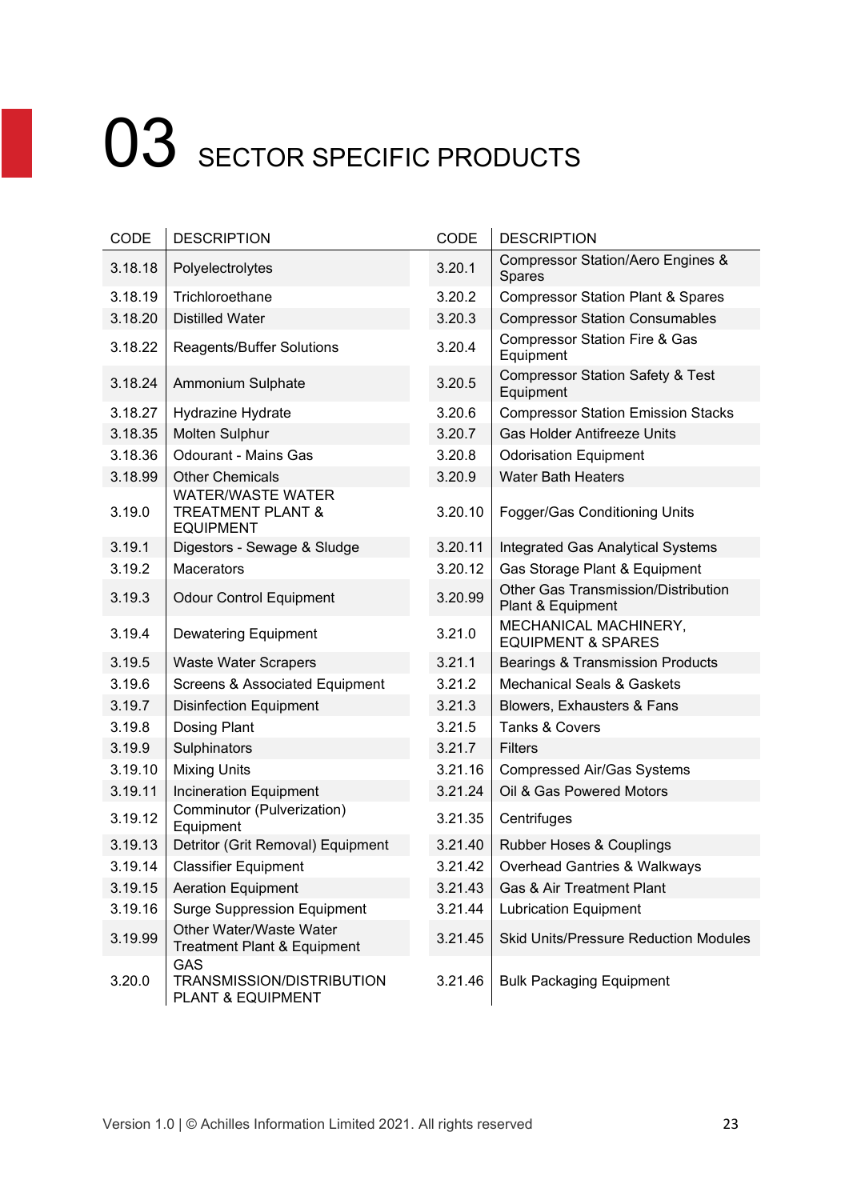# 03 SECTOR SPECIFIC PRODUCTS

| CODE | DESCRIPTION |
|---|---|
| 3.18.18 | Polyelectrolytes |
| 3.18.19 | Trichloroethane |
| 3.18.20 | Distilled Water |
| 3.18.22 | Reagents/Buffer Solutions |
| 3.18.24 | Ammonium Sulphate |
| 3.18.27 | Hydrazine Hydrate |
| 3.18.35 | Molten Sulphur |
| 3.18.36 | Odourant - Mains Gas |
| 3.18.99 | Other Chemicals |
| 3.19.0 | WATER/WASTE WATER TREATMENT PLANT & EQUIPMENT |
| 3.19.1 | Digestors - Sewage & Sludge |
| 3.19.2 | Macerators |
| 3.19.3 | Odour Control Equipment |
| 3.19.4 | Dewatering Equipment |
| 3.19.5 | Waste Water Scrapers |
| 3.19.6 | Screens & Associated Equipment |
| 3.19.7 | Disinfection Equipment |
| 3.19.8 | Dosing Plant |
| 3.19.9 | Sulphinators |
| 3.19.10 | Mixing Units |
| 3.19.11 | Incineration Equipment |
| 3.19.12 | Comminutor (Pulverization) Equipment |
| 3.19.13 | Detritor (Grit Removal) Equipment |
| 3.19.14 | Classifier Equipment |
| 3.19.15 | Aeration Equipment |
| 3.19.16 | Surge Suppression Equipment |
| 3.19.99 | Other Water/Waste Water Treatment Plant & Equipment |
| 3.20.0 | GAS TRANSMISSION/DISTRIBUTION PLANT & EQUIPMENT |
| 3.20.1 | Compressor Station/Aero Engines & Spares |
| 3.20.2 | Compressor Station Plant & Spares |
| 3.20.3 | Compressor Station Consumables |
| 3.20.4 | Compressor Station Fire & Gas Equipment |
| 3.20.5 | Compressor Station Safety & Test Equipment |
| 3.20.6 | Compressor Station Emission Stacks |
| 3.20.7 | Gas Holder Antifreeze Units |
| 3.20.8 | Odorisation Equipment |
| 3.20.9 | Water Bath Heaters |
| 3.20.10 | Fogger/Gas Conditioning Units |
| 3.20.11 | Integrated Gas Analytical Systems |
| 3.20.12 | Gas Storage Plant & Equipment |
| 3.20.99 | Other Gas Transmission/Distribution Plant & Equipment |
| 3.21.0 | MECHANICAL MACHINERY, EQUIPMENT & SPARES |
| 3.21.1 | Bearings & Transmission Products |
| 3.21.2 | Mechanical Seals & Gaskets |
| 3.21.3 | Blowers, Exhausters & Fans |
| 3.21.5 | Tanks & Covers |
| 3.21.7 | Filters |
| 3.21.16 | Compressed Air/Gas Systems |
| 3.21.24 | Oil & Gas Powered Motors |
| 3.21.35 | Centrifuges |
| 3.21.40 | Rubber Hoses & Couplings |
| 3.21.42 | Overhead Gantries & Walkways |
| 3.21.43 | Gas & Air Treatment Plant |
| 3.21.44 | Lubrication Equipment |
| 3.21.45 | Skid Units/Pressure Reduction Modules |
| 3.21.46 | Bulk Packaging Equipment |

Version 1.0 | © Achilles Information Limited 2021. All rights reserved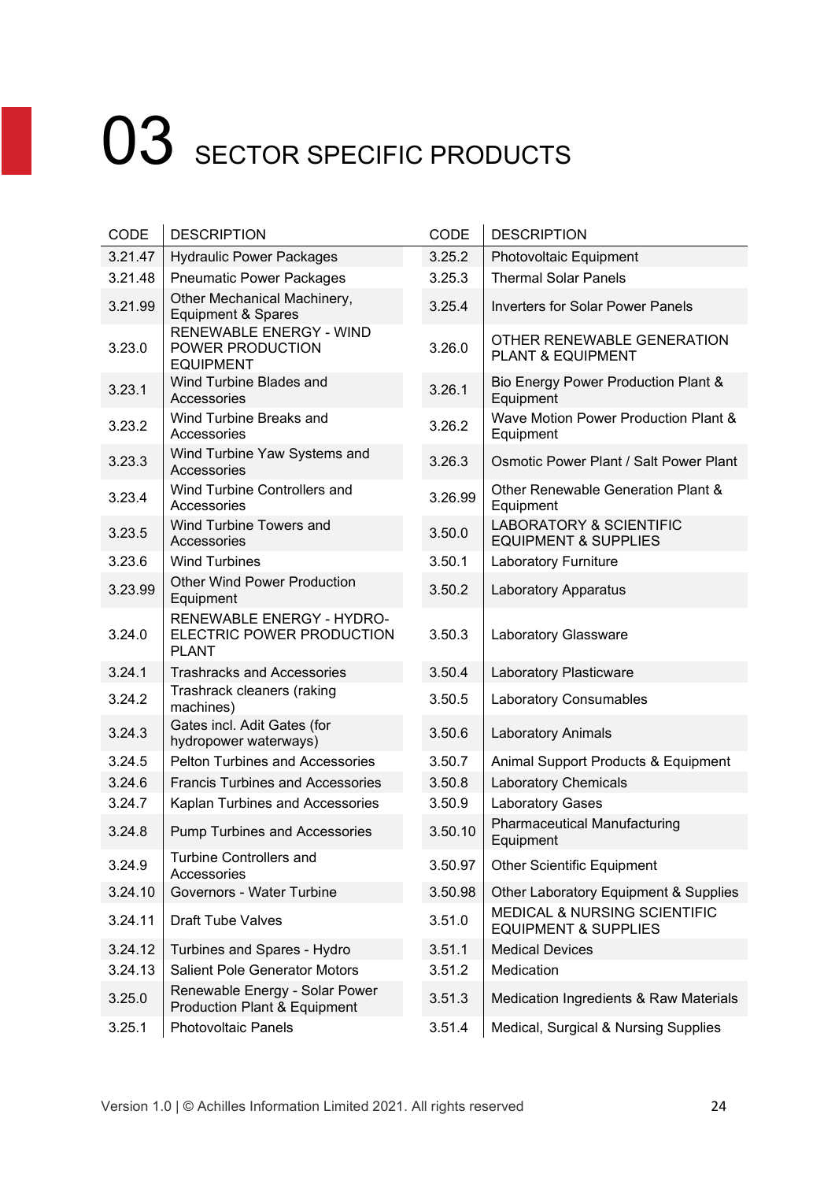# 03 SECTOR SPECIFIC PRODUCTS

| CODE | DESCRIPTION |
|---|---|
| 3.21.47 | Hydraulic Power Packages |
| 3.21.48 | Pneumatic Power Packages |
| 3.21.99 | Other Mechanical Machinery, Equipment & Spares |
| 3.23.0 | RENEWABLE ENERGY - WIND POWER PRODUCTION EQUIPMENT |
| 3.23.1 | Wind Turbine Blades and Accessories |
| 3.23.2 | Wind Turbine Breaks and Accessories |
| 3.23.3 | Wind Turbine Yaw Systems and Accessories |
| 3.23.4 | Wind Turbine Controllers and Accessories |
| 3.23.5 | Wind Turbine Towers and Accessories |
| 3.23.6 | Wind Turbines |
| 3.23.99 | Other Wind Power Production Equipment |
| 3.24.0 | RENEWABLE ENERGY - HYDRO-ELECTRIC POWER PRODUCTION PLANT |
| 3.24.1 | Trashracks and Accessories |
| 3.24.2 | Trashrack cleaners (raking machines) |
| 3.24.3 | Gates incl. Adit Gates (for hydropower waterways) |
| 3.24.5 | Pelton Turbines and Accessories |
| 3.24.6 | Francis Turbines and Accessories |
| 3.24.7 | Kaplan Turbines and Accessories |
| 3.24.8 | Pump Turbines and Accessories |
| 3.24.9 | Turbine Controllers and Accessories |
| 3.24.10 | Governors - Water Turbine |
| 3.24.11 | Draft Tube Valves |
| 3.24.12 | Turbines and Spares - Hydro |
| 3.24.13 | Salient Pole Generator Motors |
| 3.25.0 | Renewable Energy - Solar Power Production Plant & Equipment |
| 3.25.1 | Photovoltaic Panels |
| 3.25.2 | Photovoltaic Equipment |
| 3.25.3 | Thermal Solar Panels |
| 3.25.4 | Inverters for Solar Power Panels |
| 3.26.0 | OTHER RENEWABLE GENERATION PLANT & EQUIPMENT |
| 3.26.1 | Bio Energy Power Production Plant & Equipment |
| 3.26.2 | Wave Motion Power Production Plant & Equipment |
| 3.26.3 | Osmotic Power Plant / Salt Power Plant |
| 3.26.99 | Other Renewable Generation Plant & Equipment |
| 3.50.0 | LABORATORY & SCIENTIFIC EQUIPMENT & SUPPLIES |
| 3.50.1 | Laboratory Furniture |
| 3.50.2 | Laboratory Apparatus |
| 3.50.3 | Laboratory Glassware |
| 3.50.4 | Laboratory Plasticware |
| 3.50.5 | Laboratory Consumables |
| 3.50.6 | Laboratory Animals |
| 3.50.7 | Animal Support Products & Equipment |
| 3.50.8 | Laboratory Chemicals |
| 3.50.9 | Laboratory Gases |
| 3.50.10 | Pharmaceutical Manufacturing Equipment |
| 3.50.97 | Other Scientific Equipment |
| 3.50.98 | Other Laboratory Equipment & Supplies |
| 3.51.0 | MEDICAL & NURSING SCIENTIFIC EQUIPMENT & SUPPLIES |
| 3.51.1 | Medical Devices |
| 3.51.2 | Medication |
| 3.51.3 | Medication Ingredients & Raw Materials |
| 3.51.4 | Medical, Surgical & Nursing Supplies |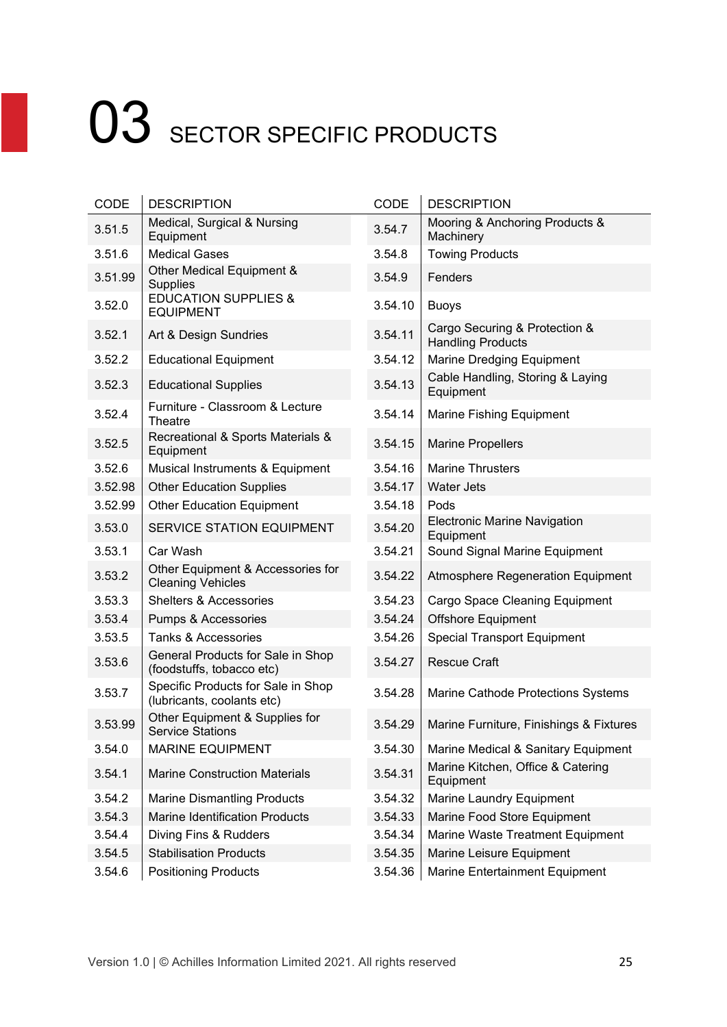# 03 SECTOR SPECIFIC PRODUCTS

| CODE | DESCRIPTION |
|---|---|
| 3.51.5 | Medical, Surgical & Nursing Equipment |
| 3.51.6 | Medical Gases |
| 3.51.99 | Other Medical Equipment & Supplies |
| 3.52.0 | EDUCATION SUPPLIES & EQUIPMENT |
| 3.52.1 | Art & Design Sundries |
| 3.52.2 | Educational Equipment |
| 3.52.3 | Educational Supplies |
| 3.52.4 | Furniture - Classroom & Lecture Theatre |
| 3.52.5 | Recreational & Sports Materials & Equipment |
| 3.52.6 | Musical Instruments & Equipment |
| 3.52.98 | Other Education Supplies |
| 3.52.99 | Other Education Equipment |
| 3.53.0 | SERVICE STATION EQUIPMENT |
| 3.53.1 | Car Wash |
| 3.53.2 | Other Equipment & Accessories for Cleaning Vehicles |
| 3.53.3 | Shelters & Accessories |
| 3.53.4 | Pumps & Accessories |
| 3.53.5 | Tanks & Accessories |
| 3.53.6 | General Products for Sale in Shop (foodstuffs, tobacco etc) |
| 3.53.7 | Specific Products for Sale in Shop (lubricants, coolants etc) |
| 3.53.99 | Other Equipment & Supplies for Service Stations |
| 3.54.0 | MARINE EQUIPMENT |
| 3.54.1 | Marine Construction Materials |
| 3.54.2 | Marine Dismantling Products |
| 3.54.3 | Marine Identification Products |
| 3.54.4 | Diving Fins & Rudders |
| 3.54.5 | Stabilisation Products |
| 3.54.6 | Positioning Products |
| 3.54.7 | Mooring & Anchoring Products & Machinery |
| 3.54.8 | Towing Products |
| 3.54.9 | Fenders |
| 3.54.10 | Buoys |
| 3.54.11 | Cargo Securing & Protection & Handling Products |
| 3.54.12 | Marine Dredging Equipment |
| 3.54.13 | Cable Handling, Storing & Laying Equipment |
| 3.54.14 | Marine Fishing Equipment |
| 3.54.15 | Marine Propellers |
| 3.54.16 | Marine Thrusters |
| 3.54.17 | Water Jets |
| 3.54.18 | Pods |
| 3.54.20 | Electronic Marine Navigation Equipment |
| 3.54.21 | Sound Signal Marine Equipment |
| 3.54.22 | Atmosphere Regeneration Equipment |
| 3.54.23 | Cargo Space Cleaning Equipment |
| 3.54.24 | Offshore Equipment |
| 3.54.26 | Special Transport Equipment |
| 3.54.27 | Rescue Craft |
| 3.54.28 | Marine Cathode Protections Systems |
| 3.54.29 | Marine Furniture, Finishings & Fixtures |
| 3.54.30 | Marine Medical & Sanitary Equipment |
| 3.54.31 | Marine Kitchen, Office & Catering Equipment |
| 3.54.32 | Marine Laundry Equipment |
| 3.54.33 | Marine Food Store Equipment |
| 3.54.34 | Marine Waste Treatment Equipment |
| 3.54.35 | Marine Leisure Equipment |
| 3.54.36 | Marine Entertainment Equipment |

Version 1.0 | © Achilles Information Limited 2021. All rights reserved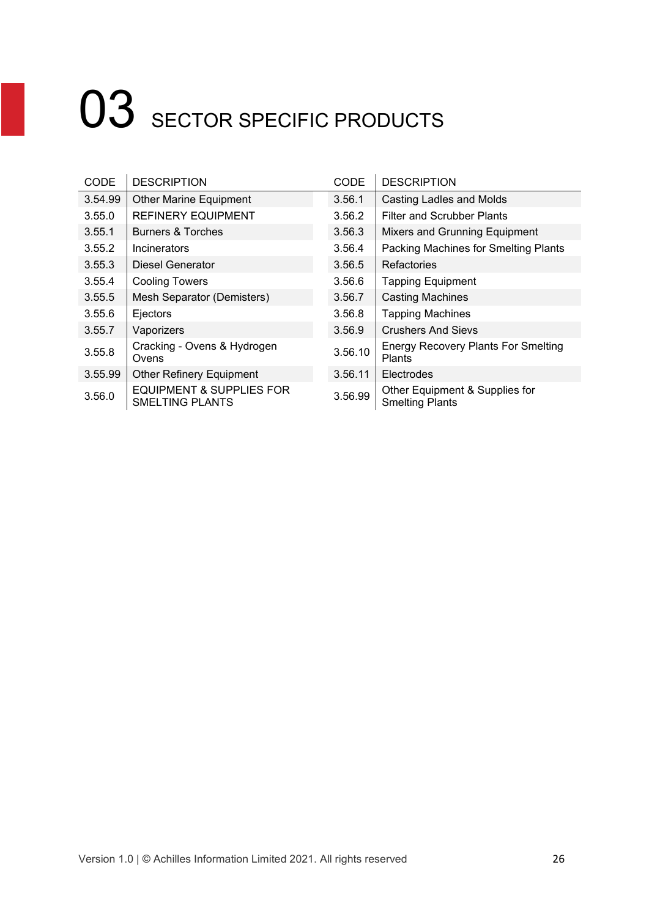# 03 SECTOR SPECIFIC PRODUCTS

| CODE | DESCRIPTION |
| --- | --- |
| 3.54.99 | Other Marine Equipment |
| 3.55.0 | REFINERY EQUIPMENT |
| 3.55.1 | Burners & Torches |
| 3.55.2 | Incinerators |
| 3.55.3 | Diesel Generator |
| 3.55.4 | Cooling Towers |
| 3.55.5 | Mesh Separator (Demisters) |
| 3.55.6 | Ejectors |
| 3.55.7 | Vaporizers |
| 3.55.8 | Cracking - Ovens & Hydrogen Ovens |
| 3.55.99 | Other Refinery Equipment |
| 3.56.0 | EQUIPMENT & SUPPLIES FOR SMELTING PLANTS |
| 3.56.1 | Casting Ladles and Molds |
| 3.56.2 | Filter and Scrubber Plants |
| 3.56.3 | Mixers and Grunning Equipment |
| 3.56.4 | Packing Machines for Smelting Plants |
| 3.56.5 | Refactories |
| 3.56.6 | Tapping Equipment |
| 3.56.7 | Casting Machines |
| 3.56.8 | Tapping Machines |
| 3.56.9 | Crushers And Sievs |
| 3.56.10 | Energy Recovery Plants For Smelting Plants |
| 3.56.11 | Electrodes |
| 3.56.99 | Other Equipment & Supplies for Smelting Plants |

Version 1.0 | © Achilles Information Limited 2021. All rights reserved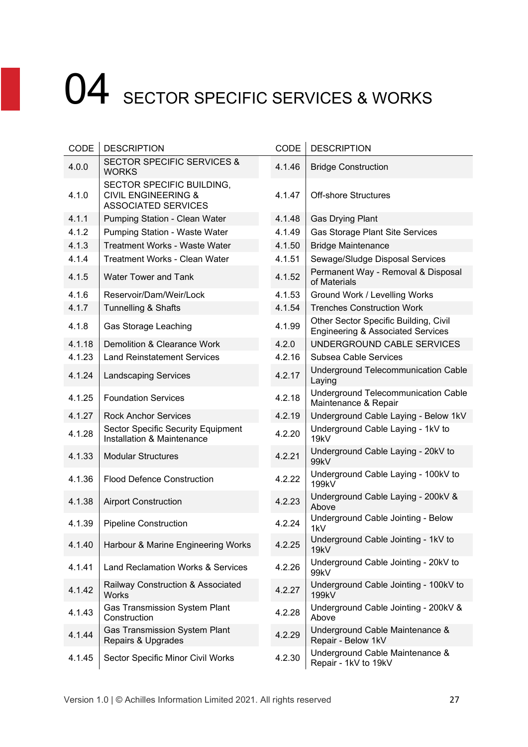# 04 SECTOR SPECIFIC SERVICES & WORKS

| CODE | DESCRIPTION | CODE | DESCRIPTION |
|---|---|---|---|
| 4.0.0 | SECTOR SPECIFIC SERVICES & WORKS | 4.1.46 | Bridge Construction |
| 4.1.0 | SECTOR SPECIFIC BUILDING, CIVIL ENGINEERING & ASSOCIATED SERVICES | 4.1.47 | Off-shore Structures |
| 4.1.1 | Pumping Station - Clean Water | 4.1.48 | Gas Drying Plant |
| 4.1.2 | Pumping Station - Waste Water | 4.1.49 | Gas Storage Plant Site Services |
| 4.1.3 | Treatment Works - Waste Water | 4.1.50 | Bridge Maintenance |
| 4.1.4 | Treatment Works - Clean Water | 4.1.51 | Sewage/Sludge Disposal Services |
| 4.1.5 | Water Tower and Tank | 4.1.52 | Permanent Way - Removal & Disposal of Materials |
| 4.1.6 | Reservoir/Dam/Weir/Lock | 4.1.53 | Ground Work / Levelling Works |
| 4.1.7 | Tunnelling & Shafts | 4.1.54 | Trenches Construction Work |
| 4.1.8 | Gas Storage Leaching | 4.1.99 | Other Sector Specific Building, Civil Engineering & Associated Services |
| 4.1.18 | Demolition & Clearance Work | 4.2.0 | UNDERGROUND CABLE SERVICES |
| 4.1.23 | Land Reinstatement Services | 4.2.16 | Subsea Cable Services |
| 4.1.24 | Landscaping Services | 4.2.17 | Underground Telecommunication Cable Laying |
| 4.1.25 | Foundation Services | 4.2.18 | Underground Telecommunication Cable Maintenance & Repair |
| 4.1.27 | Rock Anchor Services | 4.2.19 | Underground Cable Laying - Below 1kV |
| 4.1.28 | Sector Specific Security Equipment Installation & Maintenance | 4.2.20 | Underground Cable Laying - 1kV to 19kV |
| 4.1.33 | Modular Structures | 4.2.21 | Underground Cable Laying - 20kV to 99kV |
| 4.1.36 | Flood Defence Construction | 4.2.22 | Underground Cable Laying - 100kV to 199kV |
| 4.1.38 | Airport Construction | 4.2.23 | Underground Cable Laying - 200kV & Above |
| 4.1.39 | Pipeline Construction | 4.2.24 | Underground Cable Jointing - Below 1kV |
| 4.1.40 | Harbour & Marine Engineering Works | 4.2.25 | Underground Cable Jointing - 1kV to 19kV |
| 4.1.41 | Land Reclamation Works & Services | 4.2.26 | Underground Cable Jointing - 20kV to 99kV |
| 4.1.42 | Railway Construction & Associated Works | 4.2.27 | Underground Cable Jointing - 100kV to 199kV |
| 4.1.43 | Gas Transmission System Plant Construction | 4.2.28 | Underground Cable Jointing - 200kV & Above |
| 4.1.44 | Gas Transmission System Plant Repairs & Upgrades | 4.2.29 | Underground Cable Maintenance & Repair - Below 1kV |
| 4.1.45 | Sector Specific Minor Civil Works | 4.2.30 | Underground Cable Maintenance & Repair - 1kV to 19kV |

Version 1.0 | © Achilles Information Limited 2021. All rights reserved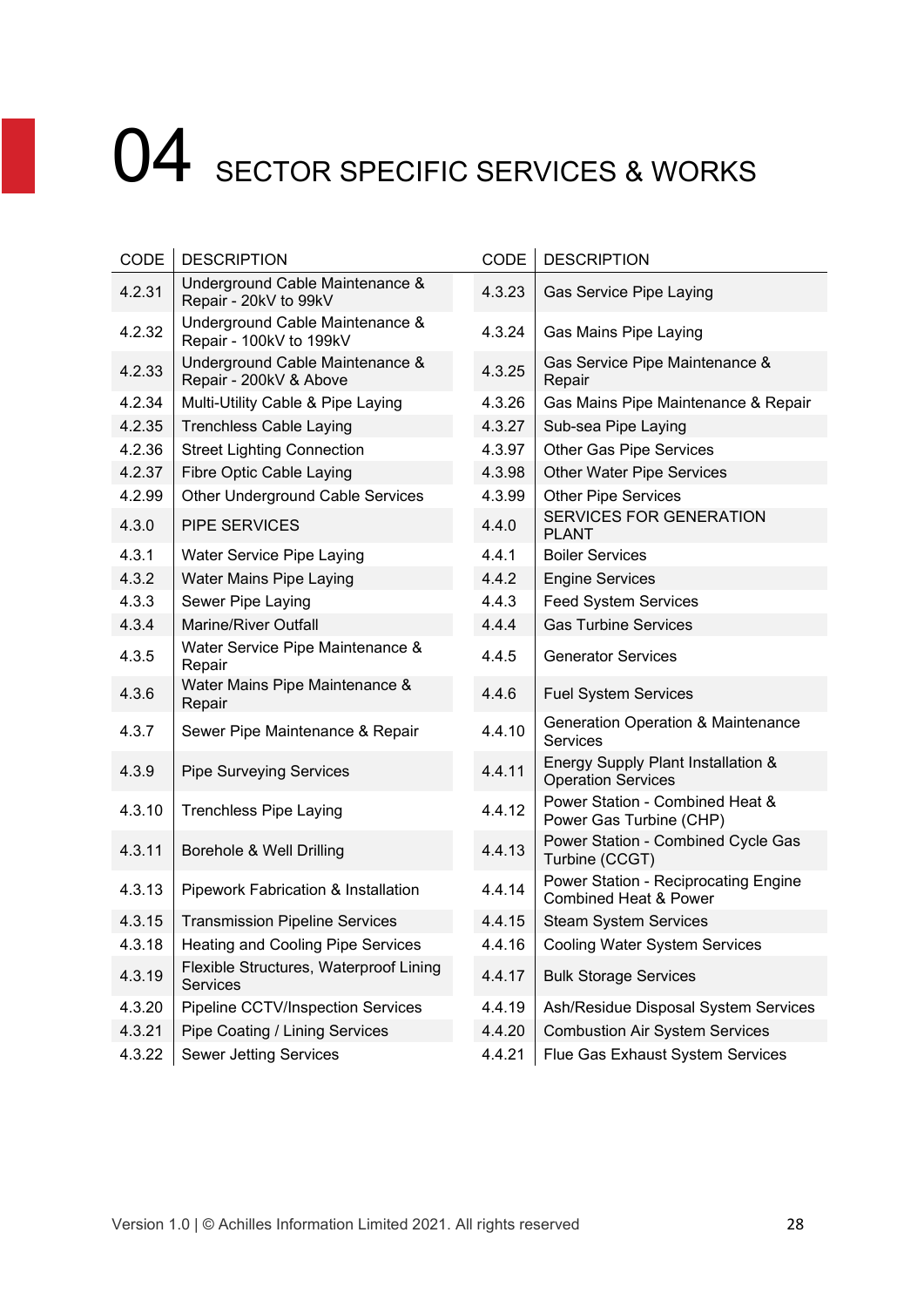# 04 SECTOR SPECIFIC SERVICES & WORKS

| CODE | DESCRIPTION |
| --- | --- |
| 4.2.31 | Underground Cable Maintenance & Repair - 20kV to 99kV |
| 4.2.32 | Underground Cable Maintenance & Repair - 100kV to 199kV |
| 4.2.33 | Underground Cable Maintenance & Repair - 200kV & Above |
| 4.2.34 | Multi-Utility Cable & Pipe Laying |
| 4.2.35 | Trenchless Cable Laying |
| 4.2.36 | Street Lighting Connection |
| 4.2.37 | Fibre Optic Cable Laying |
| 4.2.99 | Other Underground Cable Services |
| 4.3.0 | PIPE SERVICES |
| 4.3.1 | Water Service Pipe Laying |
| 4.3.2 | Water Mains Pipe Laying |
| 4.3.3 | Sewer Pipe Laying |
| 4.3.4 | Marine/River Outfall |
| 4.3.5 | Water Service Pipe Maintenance & Repair |
| 4.3.6 | Water Mains Pipe Maintenance & Repair |
| 4.3.7 | Sewer Pipe Maintenance & Repair |
| 4.3.9 | Pipe Surveying Services |
| 4.3.10 | Trenchless Pipe Laying |
| 4.3.11 | Borehole & Well Drilling |
| 4.3.13 | Pipework Fabrication & Installation |
| 4.3.15 | Transmission Pipeline Services |
| 4.3.18 | Heating and Cooling Pipe Services |
| 4.3.19 | Flexible Structures, Waterproof Lining Services |
| 4.3.20 | Pipeline CCTV/Inspection Services |
| 4.3.21 | Pipe Coating / Lining Services |
| 4.3.22 | Sewer Jetting Services |
| 4.3.23 | Gas Service Pipe Laying |
| 4.3.24 | Gas Mains Pipe Laying |
| 4.3.25 | Gas Service Pipe Maintenance & Repair |
| 4.3.26 | Gas Mains Pipe Maintenance & Repair |
| 4.3.27 | Sub-sea Pipe Laying |
| 4.3.97 | Other Gas Pipe Services |
| 4.3.98 | Other Water Pipe Services |
| 4.3.99 | Other Pipe Services |
| 4.4.0 | SERVICES FOR GENERATION PLANT |
| 4.4.1 | Boiler Services |
| 4.4.2 | Engine Services |
| 4.4.3 | Feed System Services |
| 4.4.4 | Gas Turbine Services |
| 4.4.5 | Generator Services |
| 4.4.6 | Fuel System Services |
| 4.4.10 | Generation Operation & Maintenance Services |
| 4.4.11 | Energy Supply Plant Installation & Operation Services |
| 4.4.12 | Power Station - Combined Heat & Power Gas Turbine (CHP) |
| 4.4.13 | Power Station - Combined Cycle Gas Turbine (CCGT) |
| 4.4.14 | Power Station - Reciprocating Engine Combined Heat & Power |
| 4.4.15 | Steam System Services |
| 4.4.16 | Cooling Water System Services |
| 4.4.17 | Bulk Storage Services |
| 4.4.19 | Ash/Residue Disposal System Services |
| 4.4.20 | Combustion Air System Services |
| 4.4.21 | Flue Gas Exhaust System Services |

Version 1.0 | © Achilles Information Limited 2021. All rights reserved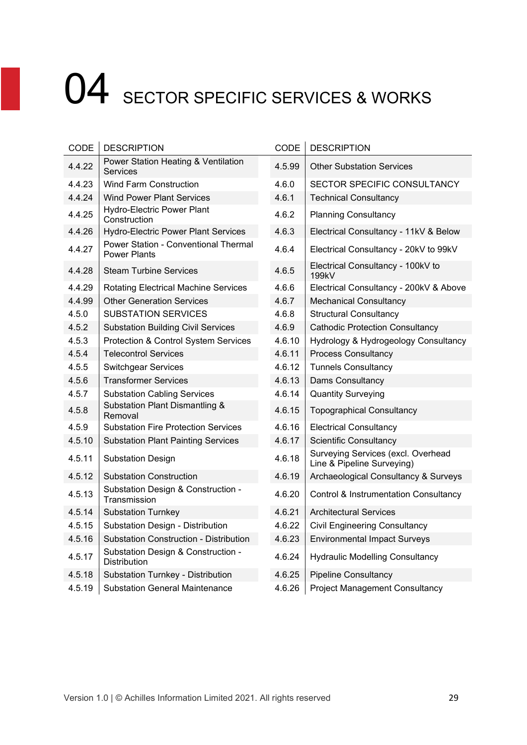# 04 SECTOR SPECIFIC SERVICES & WORKS

| CODE | DESCRIPTION |
|---|---|
| 4.4.22 | Power Station Heating & Ventilation Services |
| 4.4.23 | Wind Farm Construction |
| 4.4.24 | Wind Power Plant Services |
| 4.4.25 | Hydro-Electric Power Plant Construction |
| 4.4.26 | Hydro-Electric Power Plant Services |
| 4.4.27 | Power Station - Conventional Thermal Power Plants |
| 4.4.28 | Steam Turbine Services |
| 4.4.29 | Rotating Electrical Machine Services |
| 4.4.99 | Other Generation Services |
| 4.5.0 | SUBSTATION SERVICES |
| 4.5.2 | Substation Building Civil Services |
| 4.5.3 | Protection & Control System Services |
| 4.5.4 | Telecontrol Services |
| 4.5.5 | Switchgear Services |
| 4.5.6 | Transformer Services |
| 4.5.7 | Substation Cabling Services |
| 4.5.8 | Substation Plant Dismantling & Removal |
| 4.5.9 | Substation Fire Protection Services |
| 4.5.10 | Substation Plant Painting Services |
| 4.5.11 | Substation Design |
| 4.5.12 | Substation Construction |
| 4.5.13 | Substation Design & Construction - Transmission |
| 4.5.14 | Substation Turnkey |
| 4.5.15 | Substation Design - Distribution |
| 4.5.16 | Substation Construction - Distribution |
| 4.5.17 | Substation Design & Construction - Distribution |
| 4.5.18 | Substation Turnkey - Distribution |
| 4.5.19 | Substation General Maintenance |
| 4.5.99 | Other Substation Services |
| 4.6.0 | SECTOR SPECIFIC CONSULTANCY |
| 4.6.1 | Technical Consultancy |
| 4.6.2 | Planning Consultancy |
| 4.6.3 | Electrical Consultancy - 11kV & Below |
| 4.6.4 | Electrical Consultancy - 20kV to 99kV |
| 4.6.5 | Electrical Consultancy - 100kV to 199kV |
| 4.6.6 | Electrical Consultancy - 200kV & Above |
| 4.6.7 | Mechanical Consultancy |
| 4.6.8 | Structural Consultancy |
| 4.6.9 | Cathodic Protection Consultancy |
| 4.6.10 | Hydrology & Hydrogeology Consultancy |
| 4.6.11 | Process Consultancy |
| 4.6.12 | Tunnels Consultancy |
| 4.6.13 | Dams Consultancy |
| 4.6.14 | Quantity Surveying |
| 4.6.15 | Topographical Consultancy |
| 4.6.16 | Electrical Consultancy |
| 4.6.17 | Scientific Consultancy |
| 4.6.18 | Surveying Services (excl. Overhead Line & Pipeline Surveying) |
| 4.6.19 | Archaeological Consultancy & Surveys |
| 4.6.20 | Control & Instrumentation Consultancy |
| 4.6.21 | Architectural Services |
| 4.6.22 | Civil Engineering Consultancy |
| 4.6.23 | Environmental Impact Surveys |
| 4.6.24 | Hydraulic Modelling Consultancy |
| 4.6.25 | Pipeline Consultancy |
| 4.6.26 | Project Management Consultancy |

Version 1.0 | © Achilles Information Limited 2021. All rights reserved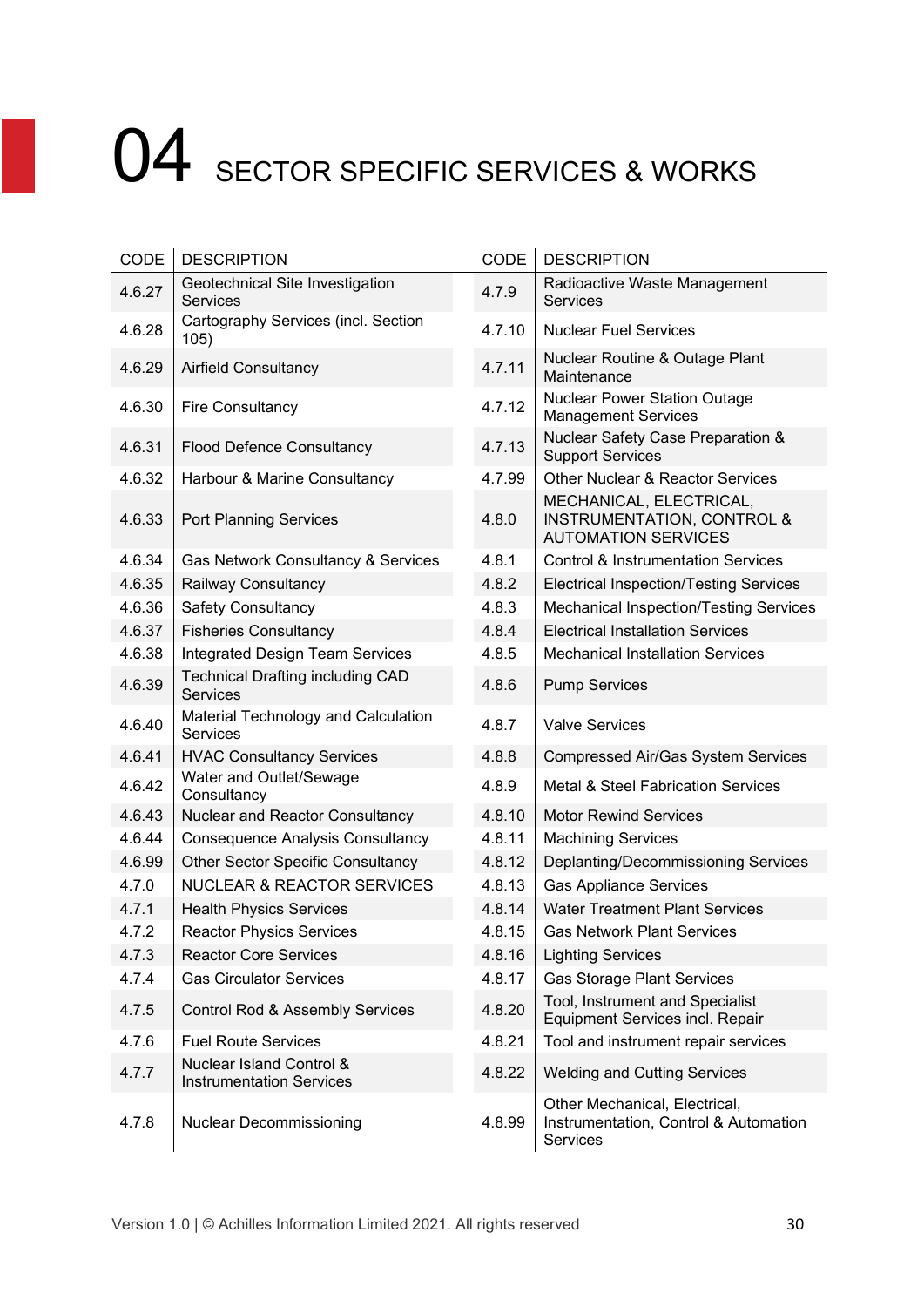# 04 SECTOR SPECIFIC SERVICES & WORKS

| CODE | DESCRIPTION |
|---|---|
| 4.6.27 | Geotechnical Site Investigation Services |
| 4.6.28 | Cartography Services (incl. Section 105) |
| 4.6.29 | Airfield Consultancy |
| 4.6.30 | Fire Consultancy |
| 4.6.31 | Flood Defence Consultancy |
| 4.6.32 | Harbour & Marine Consultancy |
| 4.6.33 | Port Planning Services |
| 4.6.34 | Gas Network Consultancy & Services |
| 4.6.35 | Railway Consultancy |
| 4.6.36 | Safety Consultancy |
| 4.6.37 | Fisheries Consultancy |
| 4.6.38 | Integrated Design Team Services |
| 4.6.39 | Technical Drafting including CAD Services |
| 4.6.40 | Material Technology and Calculation Services |
| 4.6.41 | HVAC Consultancy Services |
| 4.6.42 | Water and Outlet/Sewage Consultancy |
| 4.6.43 | Nuclear and Reactor Consultancy |
| 4.6.44 | Consequence Analysis Consultancy |
| 4.6.99 | Other Sector Specific Consultancy |
| 4.7.0 | NUCLEAR & REACTOR SERVICES |
| 4.7.1 | Health Physics Services |
| 4.7.2 | Reactor Physics Services |
| 4.7.3 | Reactor Core Services |
| 4.7.4 | Gas Circulator Services |
| 4.7.5 | Control Rod & Assembly Services |
| 4.7.6 | Fuel Route Services |
| 4.7.7 | Nuclear Island Control & Instrumentation Services |
| 4.7.8 | Nuclear Decommissioning |
| 4.7.9 | Radioactive Waste Management Services |
| 4.7.10 | Nuclear Fuel Services |
| 4.7.11 | Nuclear Routine & Outage Plant Maintenance |
| 4.7.12 | Nuclear Power Station Outage Management Services |
| 4.7.13 | Nuclear Safety Case Preparation & Support Services |
| 4.7.99 | Other Nuclear & Reactor Services |
| 4.8.0 | MECHANICAL, ELECTRICAL, INSTRUMENTATION, CONTROL & AUTOMATION SERVICES |
| 4.8.1 | Control & Instrumentation Services |
| 4.8.2 | Electrical Inspection/Testing Services |
| 4.8.3 | Mechanical Inspection/Testing Services |
| 4.8.4 | Electrical Installation Services |
| 4.8.5 | Mechanical Installation Services |
| 4.8.6 | Pump Services |
| 4.8.7 | Valve Services |
| 4.8.8 | Compressed Air/Gas System Services |
| 4.8.9 | Metal & Steel Fabrication Services |
| 4.8.10 | Motor Rewind Services |
| 4.8.11 | Machining Services |
| 4.8.12 | Deplanting/Decommissioning Services |
| 4.8.13 | Gas Appliance Services |
| 4.8.14 | Water Treatment Plant Services |
| 4.8.15 | Gas Network Plant Services |
| 4.8.16 | Lighting Services |
| 4.8.17 | Gas Storage Plant Services |
| 4.8.20 | Tool, Instrument and Specialist Equipment Services incl. Repair |
| 4.8.21 | Tool and instrument repair services |
| 4.8.22 | Welding and Cutting Services |
| 4.8.99 | Other Mechanical, Electrical, Instrumentation, Control & Automation Services |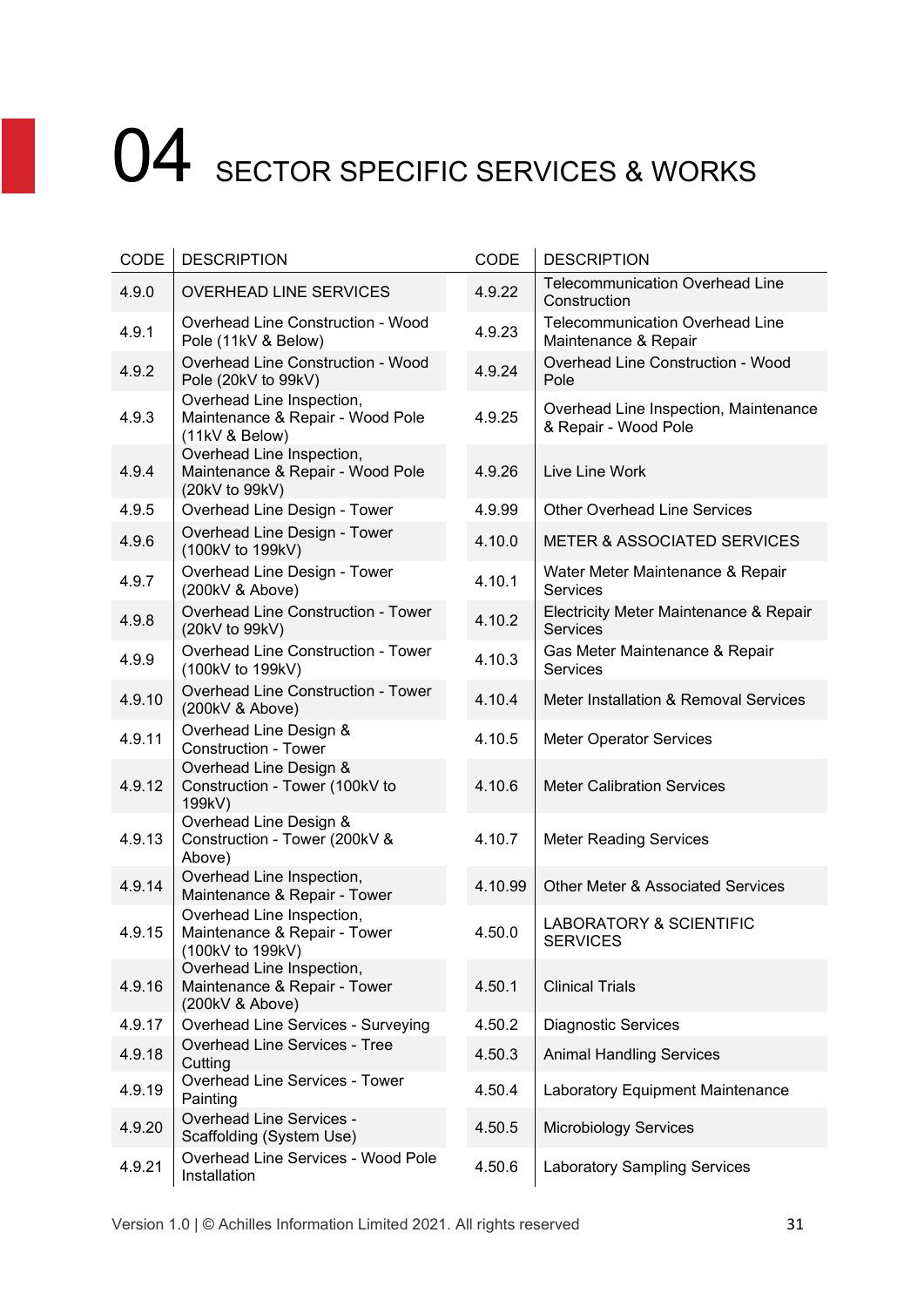# 04 SECTOR SPECIFIC SERVICES & WORKS

| CODE | DESCRIPTION |
|---|---|
| 4.9.0 | OVERHEAD LINE SERVICES |
| 4.9.1 | Overhead Line Construction - Wood Pole (11kV & Below) |
| 4.9.2 | Overhead Line Construction - Wood Pole (20kV to 99kV) |
| 4.9.3 | Overhead Line Inspection, Maintenance & Repair - Wood Pole (11kV & Below) |
| 4.9.4 | Overhead Line Inspection, Maintenance & Repair - Wood Pole (20kV to 99kV) |
| 4.9.5 | Overhead Line Design - Tower |
| 4.9.6 | Overhead Line Design - Tower (100kV to 199kV) |
| 4.9.7 | Overhead Line Design - Tower (200kV & Above) |
| 4.9.8 | Overhead Line Construction - Tower (20kV to 99kV) |
| 4.9.9 | Overhead Line Construction - Tower (100kV to 199kV) |
| 4.9.10 | Overhead Line Construction - Tower (200kV & Above) |
| 4.9.11 | Overhead Line Design & Construction - Tower |
| 4.9.12 | Overhead Line Design & Construction - Tower (100kV to 199kV) |
| 4.9.13 | Overhead Line Design & Construction - Tower (200kV & Above) |
| 4.9.14 | Overhead Line Inspection, Maintenance & Repair - Tower |
| 4.9.15 | Overhead Line Inspection, Maintenance & Repair - Tower (100kV to 199kV) |
| 4.9.16 | Overhead Line Inspection, Maintenance & Repair - Tower (200kV & Above) |
| 4.9.17 | Overhead Line Services - Surveying |
| 4.9.18 | Overhead Line Services - Tree Cutting |
| 4.9.19 | Overhead Line Services - Tower Painting |
| 4.9.20 | Overhead Line Services - Scaffolding (System Use) |
| 4.9.21 | Overhead Line Services - Wood Pole Installation |
| 4.9.22 | Telecommunication Overhead Line Construction |
| 4.9.23 | Telecommunication Overhead Line Maintenance & Repair |
| 4.9.24 | Overhead Line Construction - Wood Pole |
| 4.9.25 | Overhead Line Inspection, Maintenance & Repair - Wood Pole |
| 4.9.26 | Live Line Work |
| 4.9.99 | Other Overhead Line Services |
| 4.10.0 | METER & ASSOCIATED SERVICES |
| 4.10.1 | Water Meter Maintenance & Repair Services |
| 4.10.2 | Electricity Meter Maintenance & Repair Services |
| 4.10.3 | Gas Meter Maintenance & Repair Services |
| 4.10.4 | Meter Installation & Removal Services |
| 4.10.5 | Meter Operator Services |
| 4.10.6 | Meter Calibration Services |
| 4.10.7 | Meter Reading Services |
| 4.10.99 | Other Meter & Associated Services |
| 4.50.0 | LABORATORY & SCIENTIFIC SERVICES |
| 4.50.1 | Clinical Trials |
| 4.50.2 | Diagnostic Services |
| 4.50.3 | Animal Handling Services |
| 4.50.4 | Laboratory Equipment Maintenance |
| 4.50.5 | Microbiology Services |
| 4.50.6 | Laboratory Sampling Services |

Version 1.0 | © Achilles Information Limited 2021. All rights reserved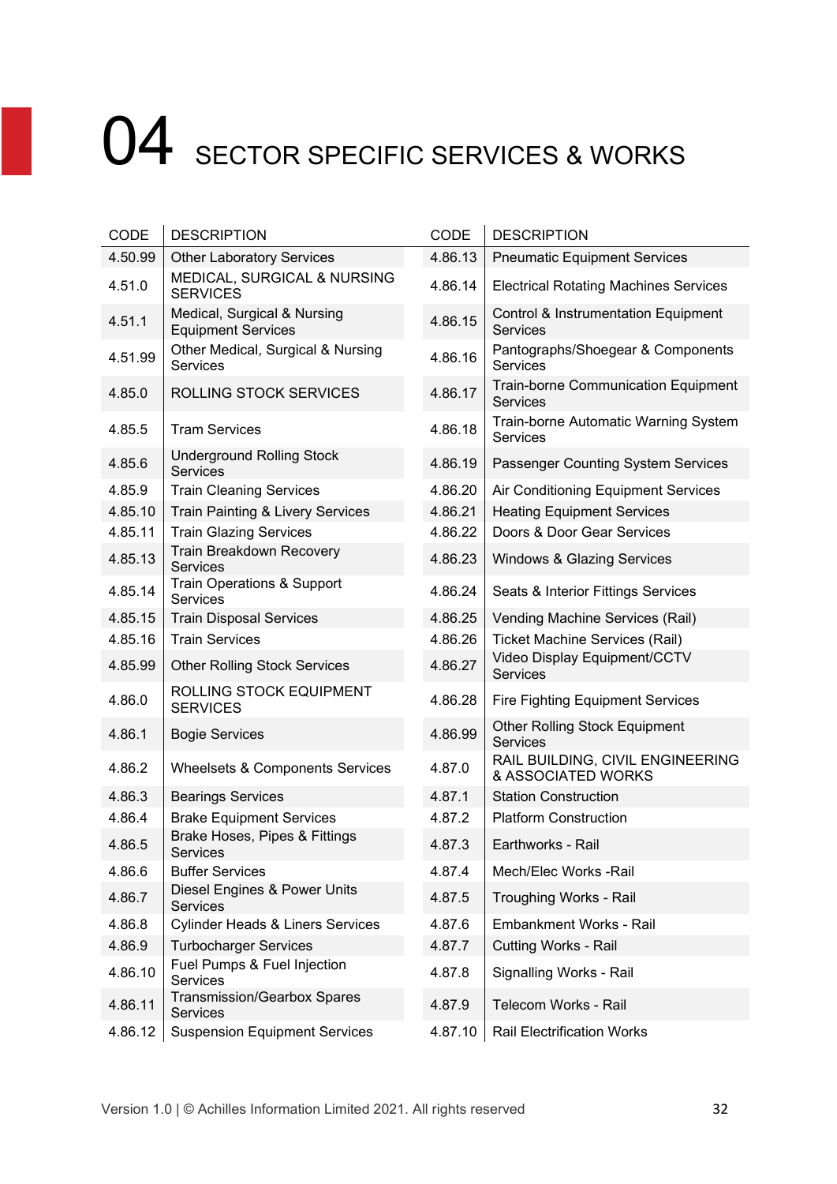# 04 SECTOR SPECIFIC SERVICES & WORKS

| CODE | DESCRIPTION |
|---|---|
| 4.50.99 | Other Laboratory Services |
| 4.51.0 | MEDICAL, SURGICAL & NURSING SERVICES |
| 4.51.1 | Medical, Surgical & Nursing Equipment Services |
| 4.51.99 | Other Medical, Surgical & Nursing Services |
| 4.85.0 | ROLLING STOCK SERVICES |
| 4.85.5 | Tram Services |
| 4.85.6 | Underground Rolling Stock Services |
| 4.85.9 | Train Cleaning Services |
| 4.85.10 | Train Painting & Livery Services |
| 4.85.11 | Train Glazing Services |
| 4.85.13 | Train Breakdown Recovery Services |
| 4.85.14 | Train Operations & Support Services |
| 4.85.15 | Train Disposal Services |
| 4.85.16 | Train Services |
| 4.85.99 | Other Rolling Stock Services |
| 4.86.0 | ROLLING STOCK EQUIPMENT SERVICES |
| 4.86.1 | Bogie Services |
| 4.86.2 | Wheelsets & Components Services |
| 4.86.3 | Bearings Services |
| 4.86.4 | Brake Equipment Services |
| 4.86.5 | Brake Hoses, Pipes & Fittings Services |
| 4.86.6 | Buffer Services |
| 4.86.7 | Diesel Engines & Power Units Services |
| 4.86.8 | Cylinder Heads & Liners Services |
| 4.86.9 | Turbocharger Services |
| 4.86.10 | Fuel Pumps & Fuel Injection Services |
| 4.86.11 | Transmission/Gearbox Spares Services |
| 4.86.12 | Suspension Equipment Services |
| 4.86.13 | Pneumatic Equipment Services |
| 4.86.14 | Electrical Rotating Machines Services |
| 4.86.15 | Control & Instrumentation Equipment Services |
| 4.86.16 | Pantographs/Shoegear & Components Services |
| 4.86.17 | Train-borne Communication Equipment Services |
| 4.86.18 | Train-borne Automatic Warning System Services |
| 4.86.19 | Passenger Counting System Services |
| 4.86.20 | Air Conditioning Equipment Services |
| 4.86.21 | Heating Equipment Services |
| 4.86.22 | Doors & Door Gear Services |
| 4.86.23 | Windows & Glazing Services |
| 4.86.24 | Seats & Interior Fittings Services |
| 4.86.25 | Vending Machine Services (Rail) |
| 4.86.26 | Ticket Machine Services (Rail) |
| 4.86.27 | Video Display Equipment/CCTV Services |
| 4.86.28 | Fire Fighting Equipment Services |
| 4.86.99 | Other Rolling Stock Equipment Services |
| 4.87.0 | RAIL BUILDING, CIVIL ENGINEERING & ASSOCIATED WORKS |
| 4.87.1 | Station Construction |
| 4.87.2 | Platform Construction |
| 4.87.3 | Earthworks - Rail |
| 4.87.4 | Mech/Elec Works -Rail |
| 4.87.5 | Troughing Works - Rail |
| 4.87.6 | Embankment Works - Rail |
| 4.87.7 | Cutting Works - Rail |
| 4.87.8 | Signalling Works - Rail |
| 4.87.9 | Telecom Works - Rail |
| 4.87.10 | Rail Electrification Works |

Version 1.0 | © Achilles Information Limited 2021. All rights reserved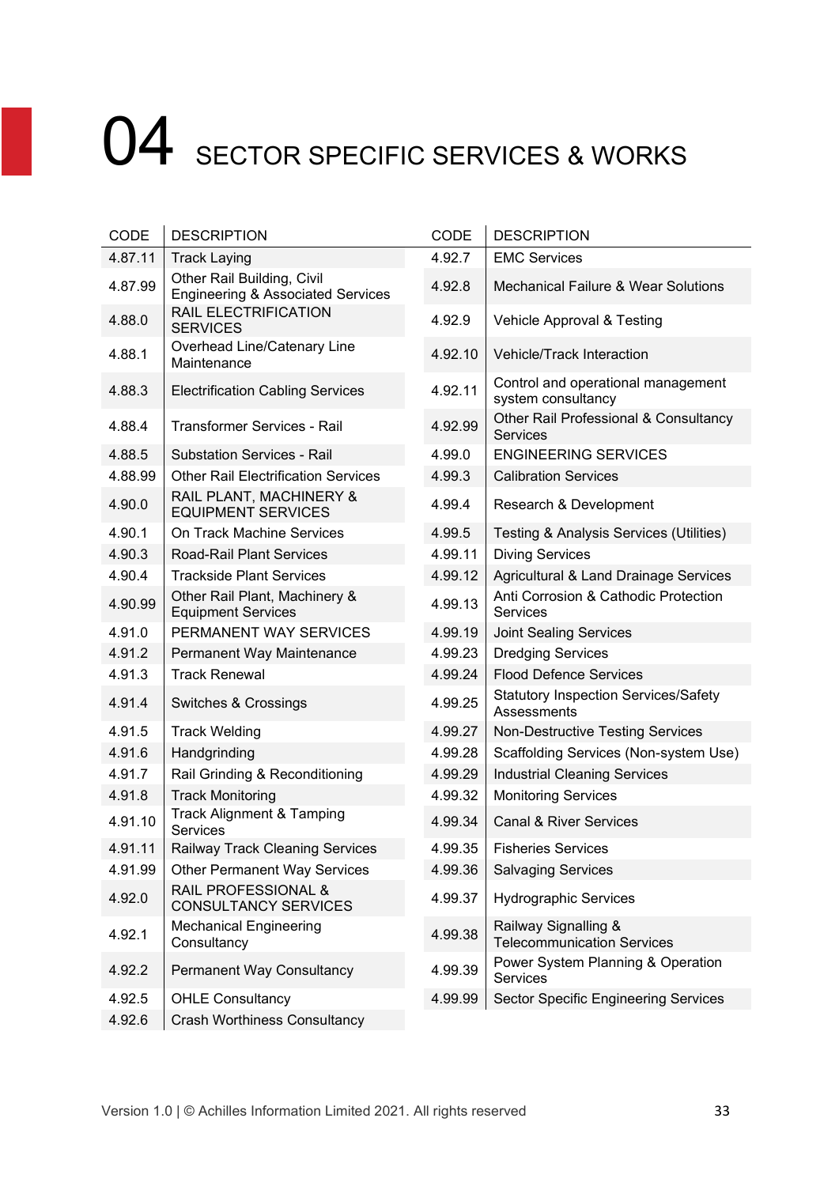# 04 SECTOR SPECIFIC SERVICES & WORKS

| CODE | DESCRIPTION |
|---|---|
| 4.87.11 | Track Laying |
| 4.87.99 | Other Rail Building, Civil Engineering & Associated Services |
| 4.88.0 | RAIL ELECTRIFICATION SERVICES |
| 4.88.1 | Overhead Line/Catenary Line Maintenance |
| 4.88.3 | Electrification Cabling Services |
| 4.88.4 | Transformer Services - Rail |
| 4.88.5 | Substation Services - Rail |
| 4.88.99 | Other Rail Electrification Services |
| 4.90.0 | RAIL PLANT, MACHINERY & EQUIPMENT SERVICES |
| 4.90.1 | On Track Machine Services |
| 4.90.3 | Road-Rail Plant Services |
| 4.90.4 | Trackside Plant Services |
| 4.90.99 | Other Rail Plant, Machinery & Equipment Services |
| 4.91.0 | PERMANENT WAY SERVICES |
| 4.91.2 | Permanent Way Maintenance |
| 4.91.3 | Track Renewal |
| 4.91.4 | Switches & Crossings |
| 4.91.5 | Track Welding |
| 4.91.6 | Handgrinding |
| 4.91.7 | Rail Grinding & Reconditioning |
| 4.91.8 | Track Monitoring |
| 4.91.10 | Track Alignment & Tamping Services |
| 4.91.11 | Railway Track Cleaning Services |
| 4.91.99 | Other Permanent Way Services |
| 4.92.0 | RAIL PROFESSIONAL & CONSULTANCY SERVICES |
| 4.92.1 | Mechanical Engineering Consultancy |
| 4.92.2 | Permanent Way Consultancy |
| 4.92.5 | OHLE Consultancy |
| 4.92.6 | Crash Worthiness Consultancy |
| 4.92.7 | EMC Services |
| 4.92.8 | Mechanical Failure & Wear Solutions |
| 4.92.9 | Vehicle Approval & Testing |
| 4.92.10 | Vehicle/Track Interaction |
| 4.92.11 | Control and operational management system consultancy |
| 4.92.99 | Other Rail Professional & Consultancy Services |
| 4.99.0 | ENGINEERING SERVICES |
| 4.99.3 | Calibration Services |
| 4.99.4 | Research & Development |
| 4.99.5 | Testing & Analysis Services (Utilities) |
| 4.99.11 | Diving Services |
| 4.99.12 | Agricultural & Land Drainage Services |
| 4.99.13 | Anti Corrosion & Cathodic Protection Services |
| 4.99.19 | Joint Sealing Services |
| 4.99.23 | Dredging Services |
| 4.99.24 | Flood Defence Services |
| 4.99.25 | Statutory Inspection Services/Safety Assessments |
| 4.99.27 | Non-Destructive Testing Services |
| 4.99.28 | Scaffolding Services (Non-system Use) |
| 4.99.29 | Industrial Cleaning Services |
| 4.99.32 | Monitoring Services |
| 4.99.34 | Canal & River Services |
| 4.99.35 | Fisheries Services |
| 4.99.36 | Salvaging Services |
| 4.99.37 | Hydrographic Services |
| 4.99.38 | Railway Signalling & Telecommunication Services |
| 4.99.39 | Power System Planning & Operation Services |
| 4.99.99 | Sector Specific Engineering Services |

Version 1.0 | © Achilles Information Limited 2021. All rights reserved